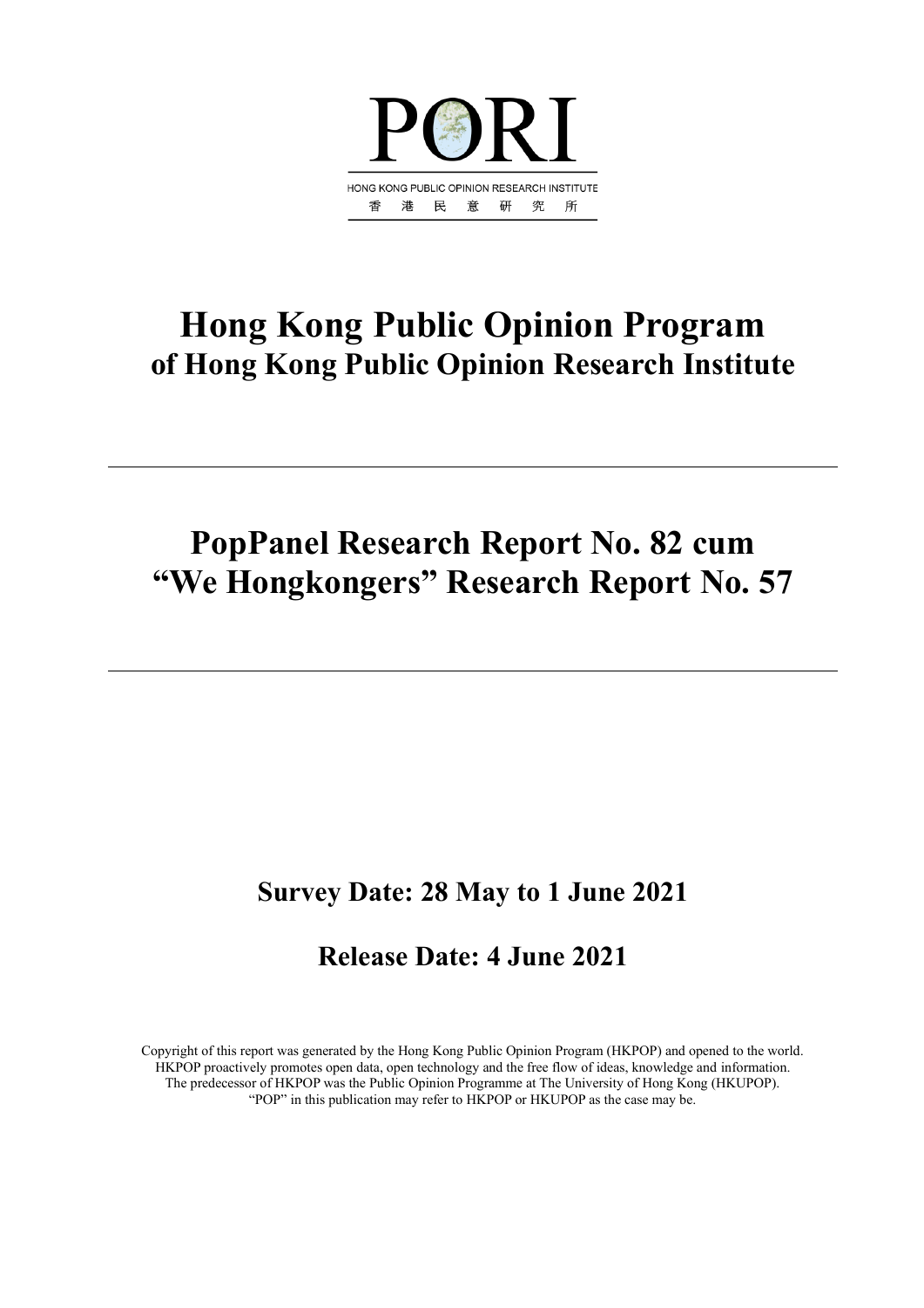PORI

HONG KONG PUBLIC OPINION RESEARCH INSTITUTE

香 港 民 意 研 究 所

# Hong Kong Public Opinion Program
## of Hong Kong Public Opinion Research Institute

---

# PopPanel Research Report No. 82 cum "We Hongkongers" Research Report No. 57

---

## Survey Date: 28 May to 1 June 2021

## Release Date: 4 June 2021

Copyright of this report was generated by the Hong Kong Public Opinion Program (HKPOP) and opened to the world.
HKPOP proactively promotes open data, open technology and the free flow of ideas, knowledge and information.
The predecessor of HKPOP was the Public Opinion Programme at The University of Hong Kong (HKUPOP).
"POP" in this publication may refer to HKPOP or HKUPOP as the case may be.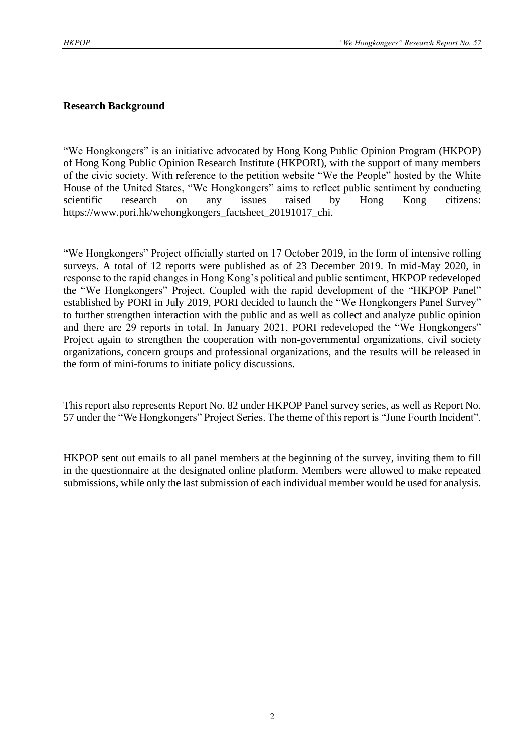## Research Background

"We Hongkongers" is an initiative advocated by Hong Kong Public Opinion Program (HKPOP) of Hong Kong Public Opinion Research Institute (HKPORI), with the support of many members of the civic society. With reference to the petition website "We the People" hosted by the White House of the United States, "We Hongkongers" aims to reflect public sentiment by conducting scientific research on any issues raised by Hong Kong citizens: https://www.pori.hk/wehongkongers_factsheet_20191017_chi.

"We Hongkongers" Project officially started on 17 October 2019, in the form of intensive rolling surveys. A total of 12 reports were published as of 23 December 2019. In mid-May 2020, in response to the rapid changes in Hong Kong's political and public sentiment, HKPOP redeveloped the "We Hongkongers" Project. Coupled with the rapid development of the "HKPOP Panel" established by PORI in July 2019, PORI decided to launch the "We Hongkongers Panel Survey" to further strengthen interaction with the public and as well as collect and analyze public opinion and there are 29 reports in total. In January 2021, PORI redeveloped the "We Hongkongers" Project again to strengthen the cooperation with non-governmental organizations, civil society organizations, concern groups and professional organizations, and the results will be released in the form of mini-forums to initiate policy discussions.

This report also represents Report No. 82 under HKPOP Panel survey series, as well as Report No. 57 under the "We Hongkongers" Project Series. The theme of this report is "June Fourth Incident".

HKPOP sent out emails to all panel members at the beginning of the survey, inviting them to fill in the questionnaire at the designated online platform. Members were allowed to make repeated submissions, while only the last submission of each individual member would be used for analysis.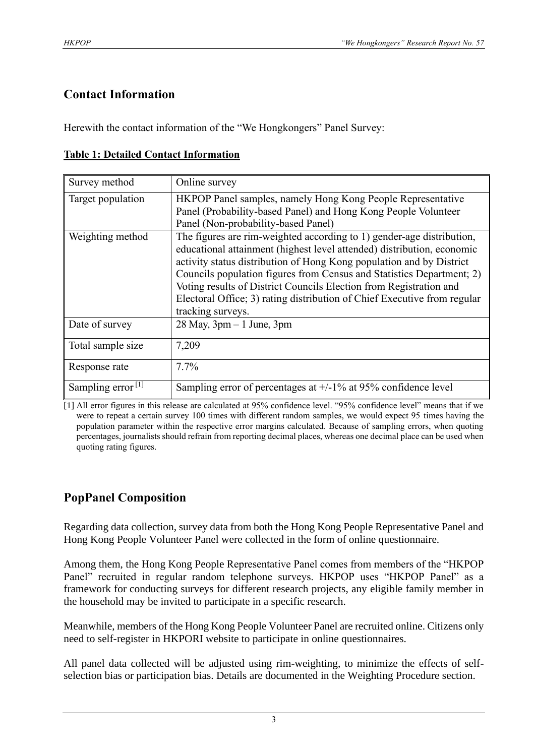## Contact Information

Herewith the contact information of the "We Hongkongers" Panel Survey:

**Table 1: Detailed Contact Information**

| | |
|---|---|
| Survey method | Online survey |
| Target population | HKPOP Panel samples, namely Hong Kong People Representative Panel (Probability-based Panel) and Hong Kong People Volunteer Panel (Non-probability-based Panel) |
| Weighting method | The figures are rim-weighted according to 1) gender-age distribution, educational attainment (highest level attended) distribution, economic activity status distribution of Hong Kong population and by District Councils population figures from Census and Statistics Department; 2) Voting results of District Councils Election from Registration and Electoral Office; 3) rating distribution of Chief Executive from regular tracking surveys. |
| Date of survey | 28 May, 3pm – 1 June, 3pm |
| Total sample size | 7,209 |
| Response rate | 7.7% |
| Sampling error [1] | Sampling error of percentages at +/-1% at 95% confidence level |

[1] All error figures in this release are calculated at 95% confidence level. "95% confidence level" means that if we were to repeat a certain survey 100 times with different random samples, we would expect 95 times having the population parameter within the respective error margins calculated. Because of sampling errors, when quoting percentages, journalists should refrain from reporting decimal places, whereas one decimal place can be used when quoting rating figures.

## PopPanel Composition

Regarding data collection, survey data from both the Hong Kong People Representative Panel and Hong Kong People Volunteer Panel were collected in the form of online questionnaire.

Among them, the Hong Kong People Representative Panel comes from members of the "HKPOP Panel" recruited in regular random telephone surveys. HKPOP uses "HKPOP Panel" as a framework for conducting surveys for different research projects, any eligible family member in the household may be invited to participate in a specific research.

Meanwhile, members of the Hong Kong People Volunteer Panel are recruited online. Citizens only need to self-register in HKPORI website to participate in online questionnaires.

All panel data collected will be adjusted using rim-weighting, to minimize the effects of self-selection bias or participation bias. Details are documented in the Weighting Procedure section.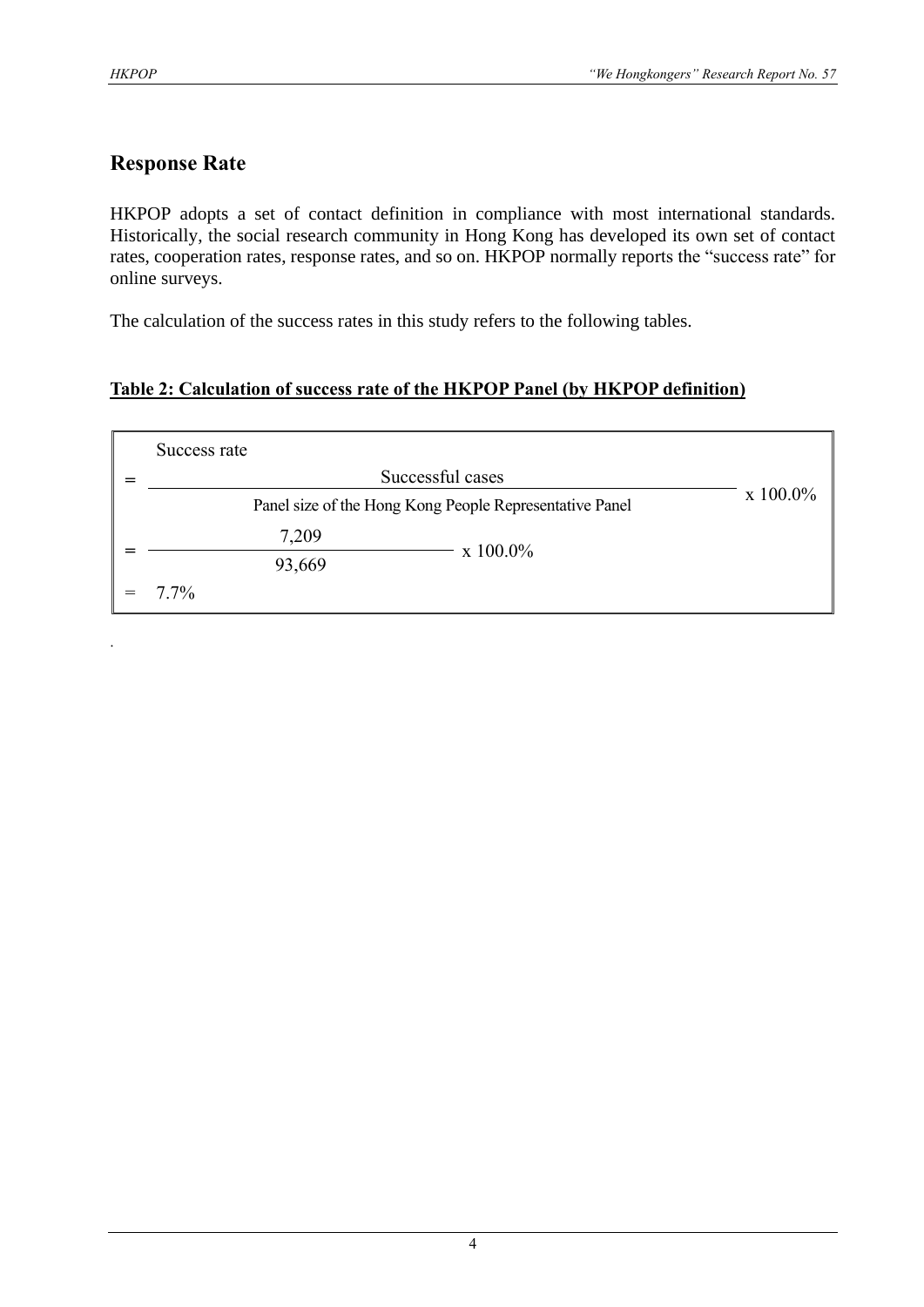## Response Rate

HKPOP adopts a set of contact definition in compliance with most international standards. Historically, the social research community in Hong Kong has developed its own set of contact rates, cooperation rates, response rates, and so on. HKPOP normally reports the "success rate" for online surveys.

The calculation of the success rates in this study refers to the following tables.

**Table 2: Calculation of success rate of the HKPOP Panel (by HKPOP definition)**

$$\text{Success rate} = \frac{\text{Successful cases}}{\text{Panel size of the Hong Kong People Representative Panel}} \times 100.0\%$$

$$= \frac{7{,}209}{93{,}669} \times 100.0\%$$

$$= 7.7\%$$

.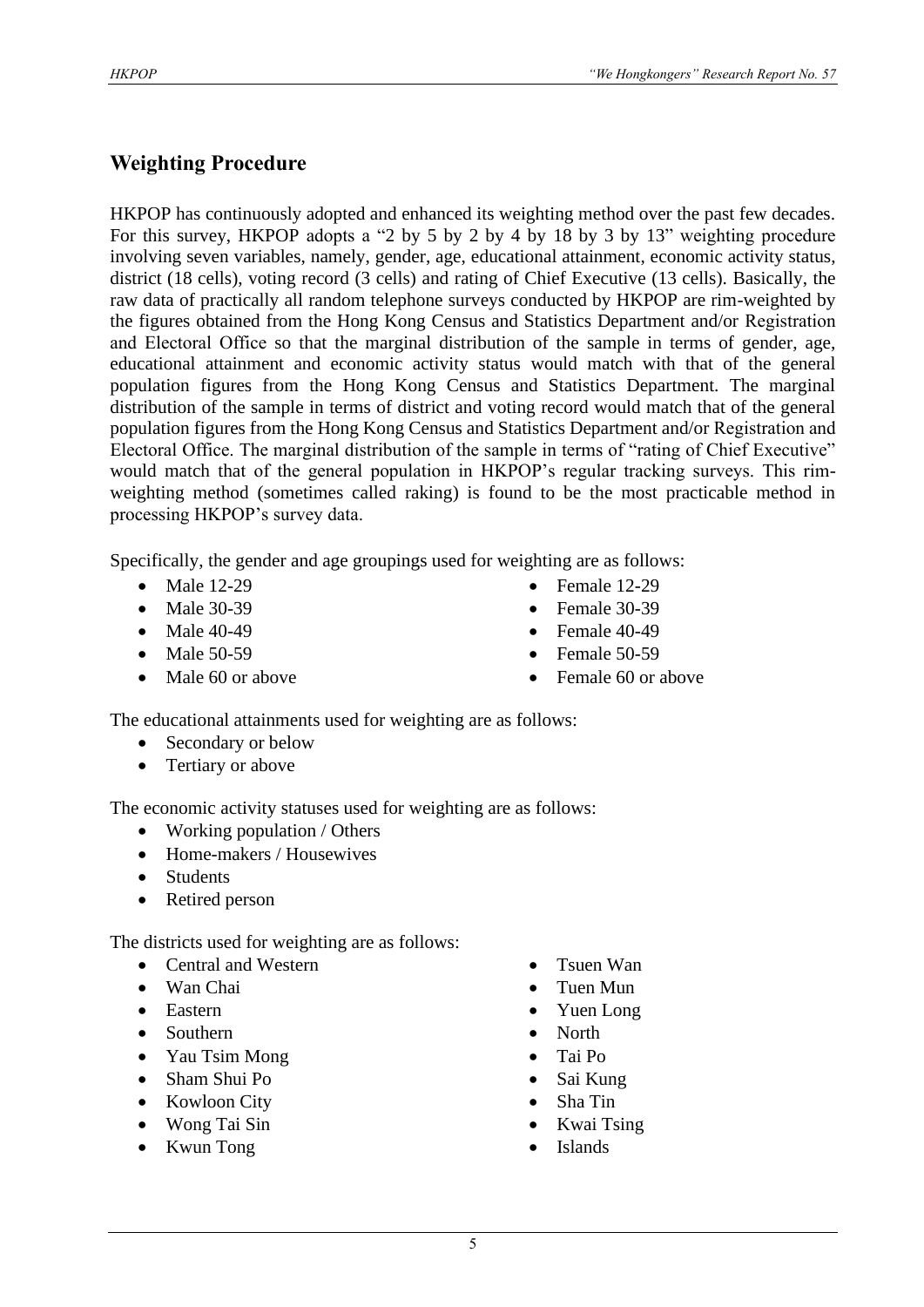## Weighting Procedure

HKPOP has continuously adopted and enhanced its weighting method over the past few decades. For this survey, HKPOP adopts a "2 by 5 by 2 by 4 by 18 by 3 by 13" weighting procedure involving seven variables, namely, gender, age, educational attainment, economic activity status, district (18 cells), voting record (3 cells) and rating of Chief Executive (13 cells). Basically, the raw data of practically all random telephone surveys conducted by HKPOP are rim-weighted by the figures obtained from the Hong Kong Census and Statistics Department and/or Registration and Electoral Office so that the marginal distribution of the sample in terms of gender, age, educational attainment and economic activity status would match with that of the general population figures from the Hong Kong Census and Statistics Department. The marginal distribution of the sample in terms of district and voting record would match that of the general population figures from the Hong Kong Census and Statistics Department and/or Registration and Electoral Office. The marginal distribution of the sample in terms of "rating of Chief Executive" would match that of the general population in HKPOP's regular tracking surveys. This rim-weighting method (sometimes called raking) is found to be the most practicable method in processing HKPOP's survey data.

Specifically, the gender and age groupings used for weighting are as follows:

- Male 12-29
- Male 30-39
- Male 40-49
- Male 50-59
- Male 60 or above
- Female 12-29
- Female 30-39
- Female 40-49
- Female 50-59
- Female 60 or above

The educational attainments used for weighting are as follows:

- Secondary or below
- Tertiary or above

The economic activity statuses used for weighting are as follows:

- Working population / Others
- Home-makers / Housewives
- Students
- Retired person

The districts used for weighting are as follows:

- Central and Western
- Wan Chai
- Eastern
- Southern
- Yau Tsim Mong
- Sham Shui Po
- Kowloon City
- Wong Tai Sin
- Kwun Tong
- Tsuen Wan
- Tuen Mun
- Yuen Long
- North
- Tai Po
- Sai Kung
- Sha Tin
- Kwai Tsing
- Islands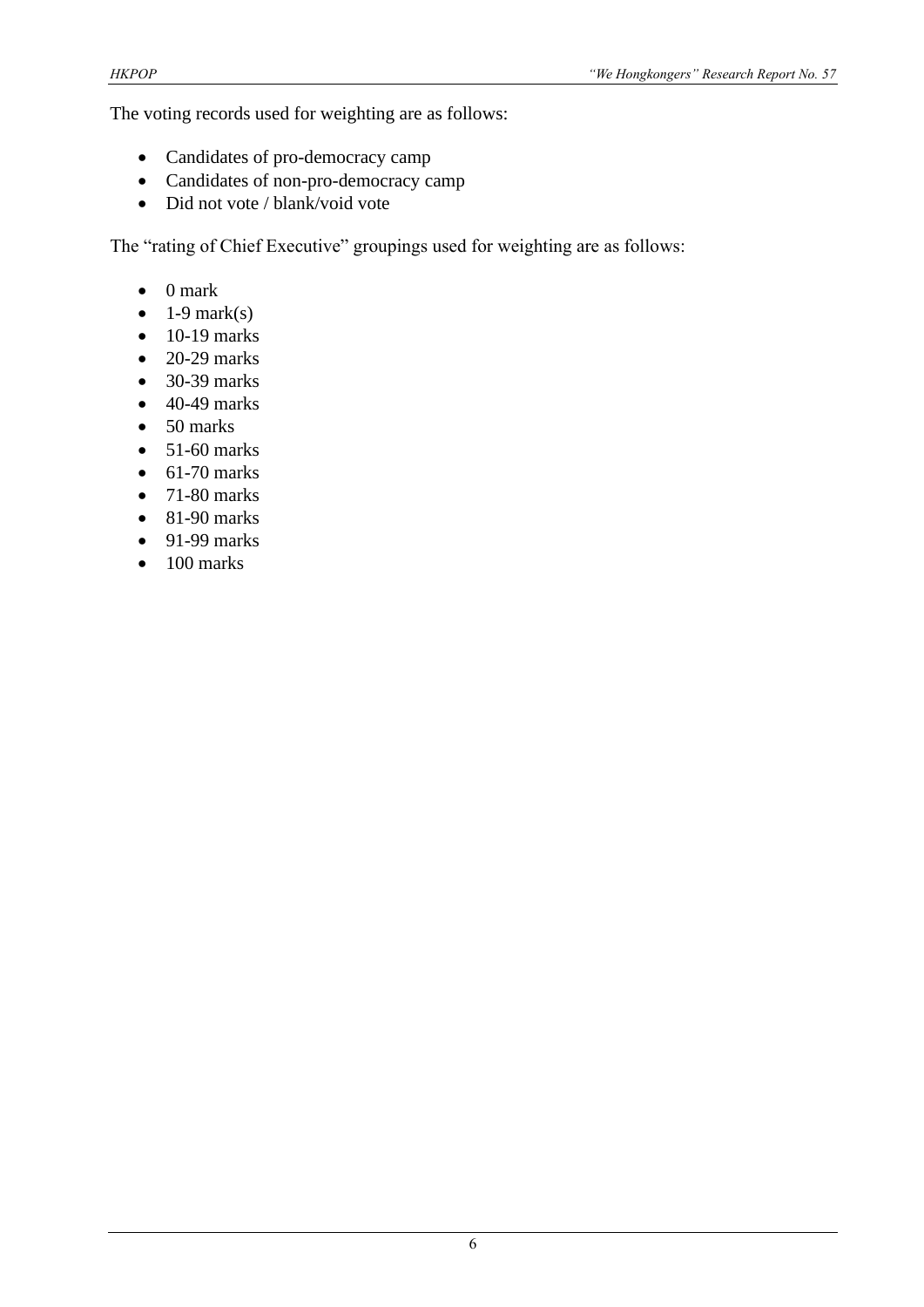The voting records used for weighting are as follows:

- Candidates of pro-democracy camp
- Candidates of non-pro-democracy camp
- Did not vote / blank/void vote

The "rating of Chief Executive" groupings used for weighting are as follows:

- 0 mark
- 1-9 mark(s)
- 10-19 marks
- 20-29 marks
- 30-39 marks
- 40-49 marks
- 50 marks
- 51-60 marks
- 61-70 marks
- 71-80 marks
- 81-90 marks
- 91-99 marks
- 100 marks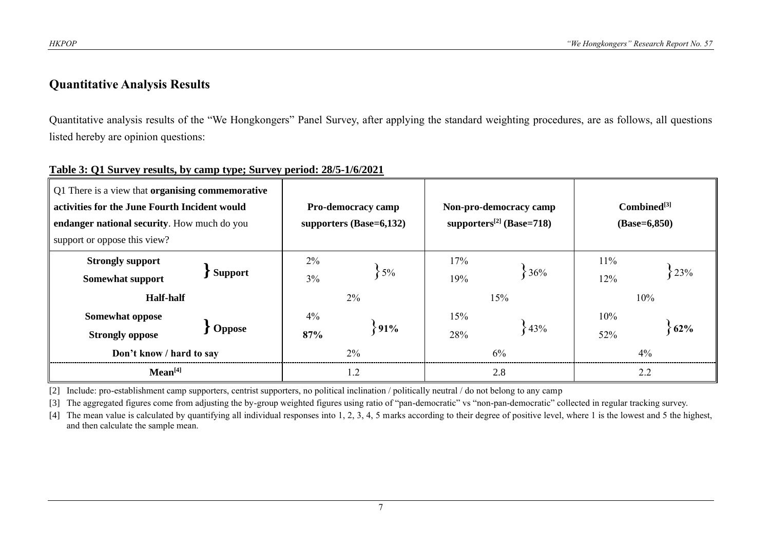## Quantitative Analysis Results

Quantitative analysis results of the "We Hongkongers" Panel Survey, after applying the standard weighting procedures, are as follows, all questions listed hereby are opinion questions:

**Table 3: Q1 Survey results, by camp type; Survey period: 28/5-1/6/2021**

| Q1 There is a view that **organising commemorative activities for the June Fourth Incident would endanger national security**. How much do you support or oppose this view? | | **Pro-democracy camp supporters (Base=6,132)** | | **Non-pro-democracy camp supporters[2] (Base=718)** | | **Combined[3] (Base=6,850)** | |
|---|---|---|---|---|---|---|---|
| **Strongly support** | **Support** | 2% | 5% | 17% | 36% | 11% | 23% |
| **Somewhat support** | | 3% | | 19% | | 12% | |
| **Half-half** | | 2% | | 15% | | 10% | |
| **Somewhat oppose** | **Oppose** | 4% | **91%** | 15% | 43% | 10% | **62%** |
| **Strongly oppose** | | **87%** | | 28% | | 52% | |
| **Don't know / hard to say** | | 2% | | 6% | | 4% | |
| **Mean[4]** | | 1.2 | | 2.8 | | 2.2 | |

[2] Include: pro-establishment camp supporters, centrist supporters, no political inclination / politically neutral / do not belong to any camp

[3] The aggregated figures come from adjusting the by-group weighted figures using ratio of "pan-democratic" vs "non-pan-democratic" collected in regular tracking survey.

[4] The mean value is calculated by quantifying all individual responses into 1, 2, 3, 4, 5 marks according to their degree of positive level, where 1 is the lowest and 5 the highest, and then calculate the sample mean.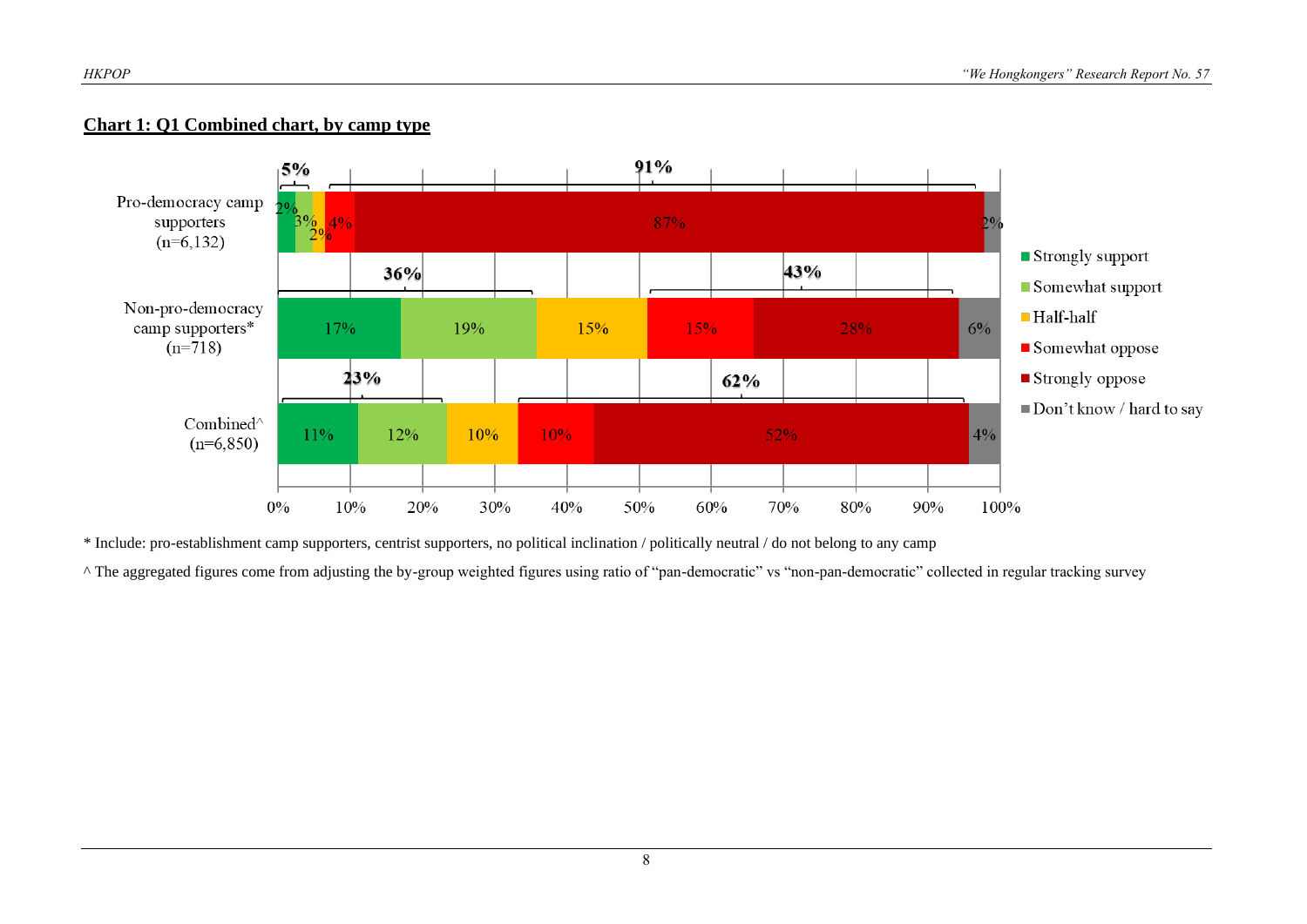**Chart 1: Q1 Combined chart, by camp type**

| | Strongly support | Somewhat support | Half-half | Somewhat oppose | Strongly oppose | Don't know / hard to say |
|---|---|---|---|---|---|---|
| Pro-democracy camp supporters (n=6,132) | 2% | 3% | 2% | 4% | 87% | 2% |
| Non-pro-democracy camp supporters* (n=718) | 17% | 19% | 15% | 15% | 28% | 6% |
| Combined^ (n=6,850) | 11% | 12% | 10% | 10% | 52% | 4% |

Support subtotals: Pro-democracy camp supporters 5%; Non-pro-democracy camp supporters 36%; Combined 23%.

Oppose subtotals: Pro-democracy camp supporters 91%; Non-pro-democracy camp supporters 43%; Combined 62%.

\* Include: pro-establishment camp supporters, centrist supporters, no political inclination / politically neutral / do not belong to any camp

^ The aggregated figures come from adjusting the by-group weighted figures using ratio of "pan-democratic" vs "non-pan-democratic" collected in regular tracking survey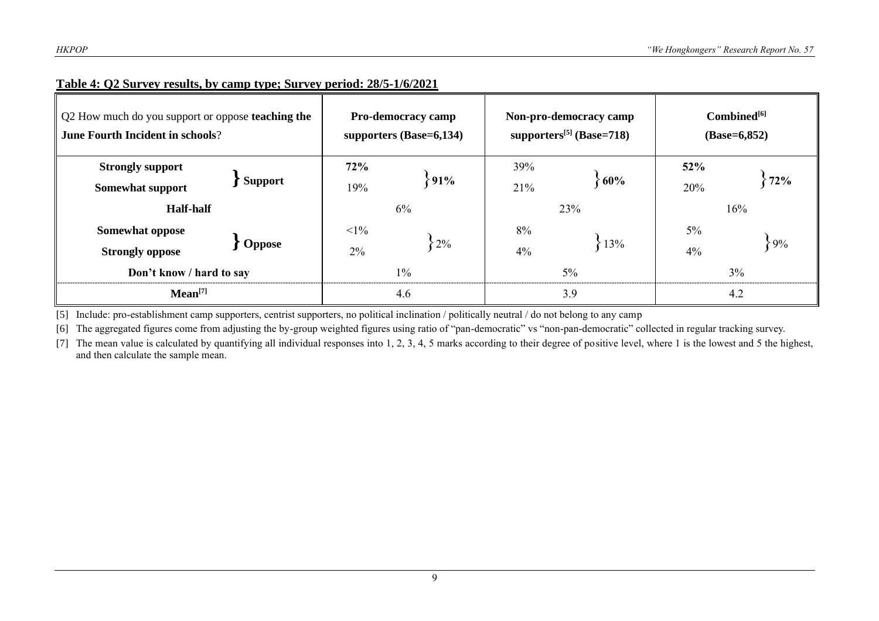**Table 4: Q2 Survey results, by camp type; Survey period: 28/5-1/6/2021**

| Q2 How much do you support or oppose **teaching the June Fourth Incident in schools**? | | **Pro-democracy camp supporters (Base=6,134)** | | **Non-pro-democracy camp supporters[5] (Base=718)** | | **Combined[6] (Base=6,852)** | |
|---|---|---|---|---|---|---|---|
| **Strongly support** | **Support** | **72%** | **91%** | 39% | **60%** | **52%** | **72%** |
| **Somewhat support** | | 19% | | 21% | | 20% | |
| **Half-half** | | 6% | | 23% | | 16% | |
| **Somewhat oppose** | **Oppose** | <1% | 2% | 8% | 13% | 5% | 9% |
| **Strongly oppose** | | 2% | | 4% | | 4% | |
| **Don't know / hard to say** | | 1% | | 5% | | 3% | |
| **Mean[7]** | | 4.6 | | 3.9 | | 4.2 | |

[5] Include: pro-establishment camp supporters, centrist supporters, no political inclination / politically neutral / do not belong to any camp

[6] The aggregated figures come from adjusting the by-group weighted figures using ratio of "pan-democratic" vs "non-pan-democratic" collected in regular tracking survey.

[7] The mean value is calculated by quantifying all individual responses into 1, 2, 3, 4, 5 marks according to their degree of positive level, where 1 is the lowest and 5 the highest, and then calculate the sample mean.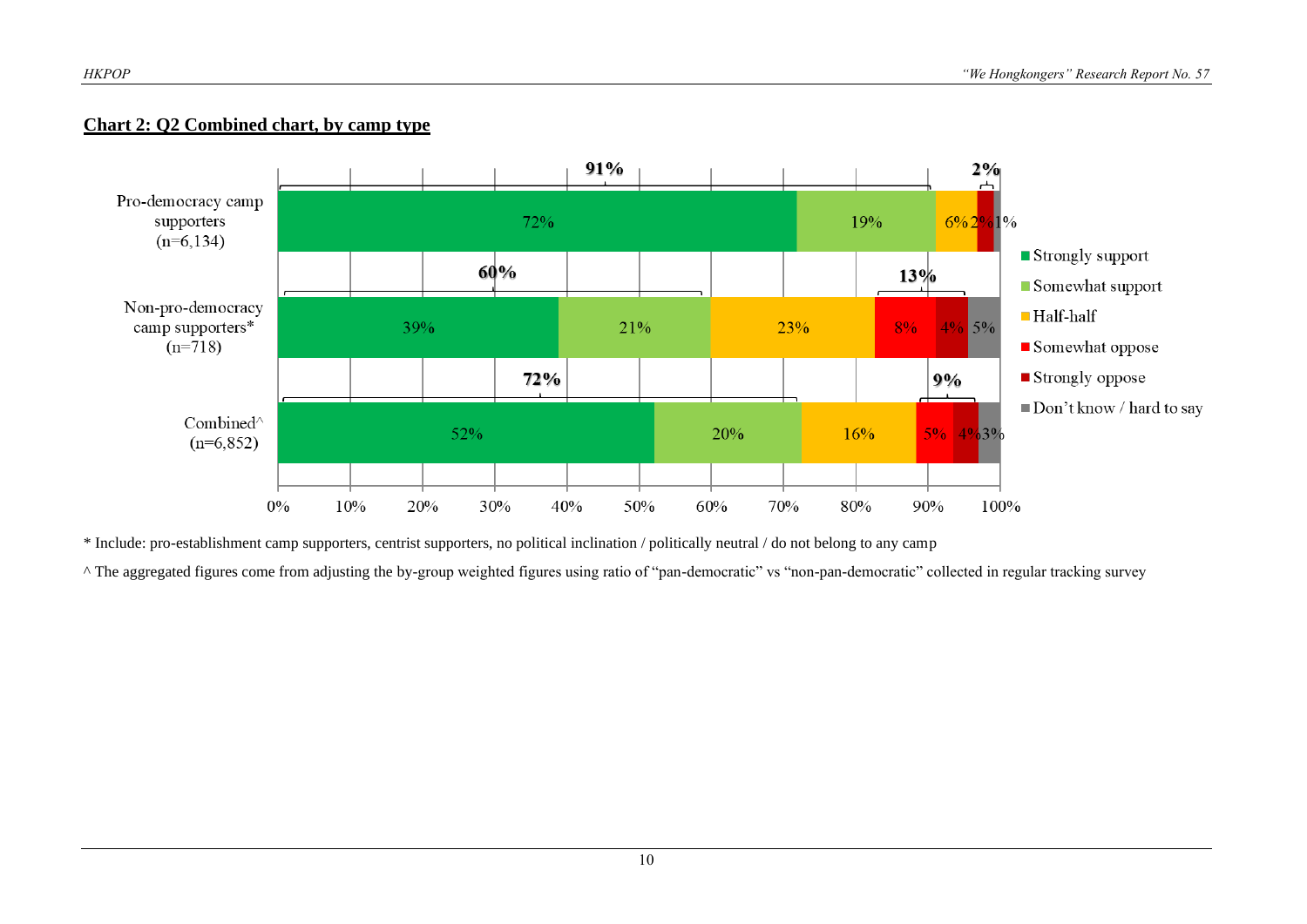**Chart 2: Q2 Combined chart, by camp type**

| | Strongly support | Somewhat support | Half-half | Somewhat oppose | Strongly oppose | Don't know / hard to say | Total support | Total oppose |
|---|---|---|---|---|---|---|---|---|
| Pro-democracy camp supporters (n=6,134) | 72% | 19% | 6% | 2% | 1% | | 91% | 2% |
| Non-pro-democracy camp supporters* (n=718) | 39% | 21% | 23% | 8% | 4% | 5% | 60% | 13% |
| Combined^ (n=6,852) | 52% | 20% | 16% | 5% | 4% | 3% | 72% | 9% |

\* Include: pro-establishment camp supporters, centrist supporters, no political inclination / politically neutral / do not belong to any camp

^ The aggregated figures come from adjusting the by-group weighted figures using ratio of "pan-democratic" vs "non-pan-democratic" collected in regular tracking survey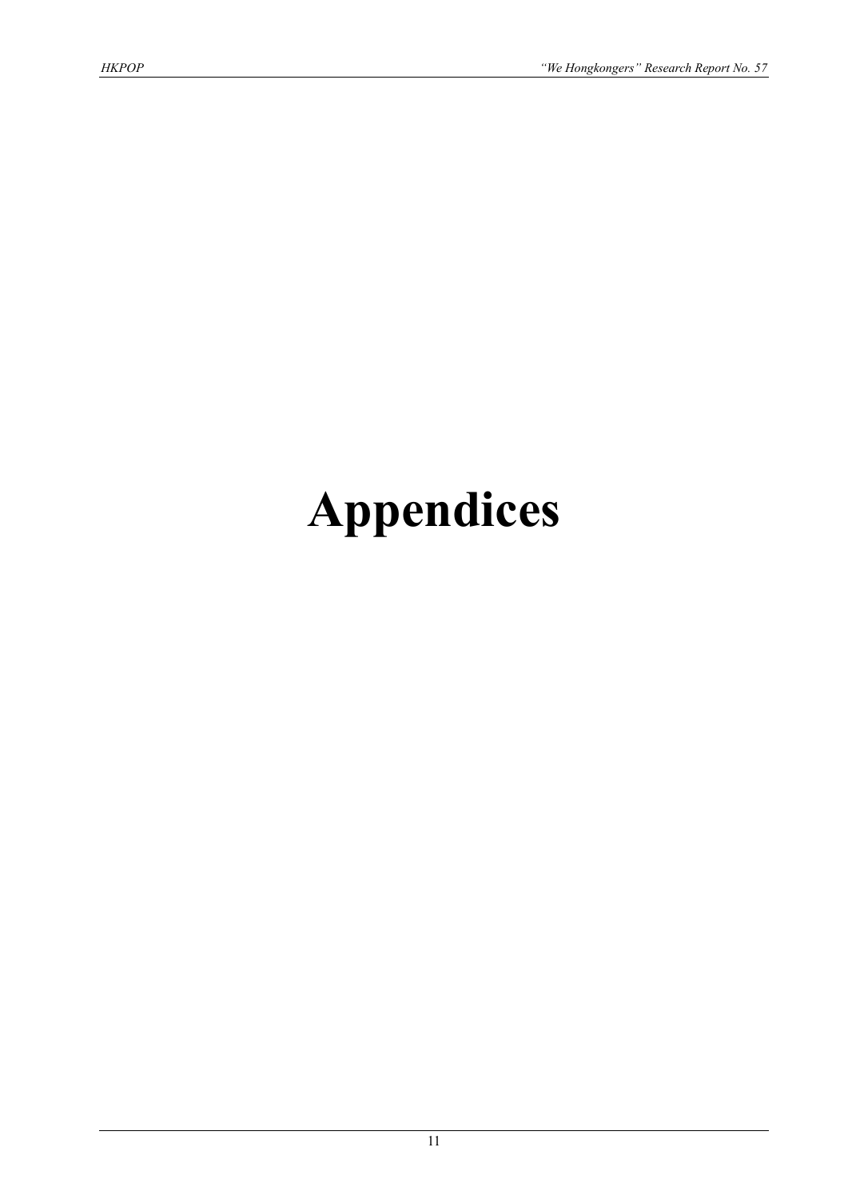# Appendices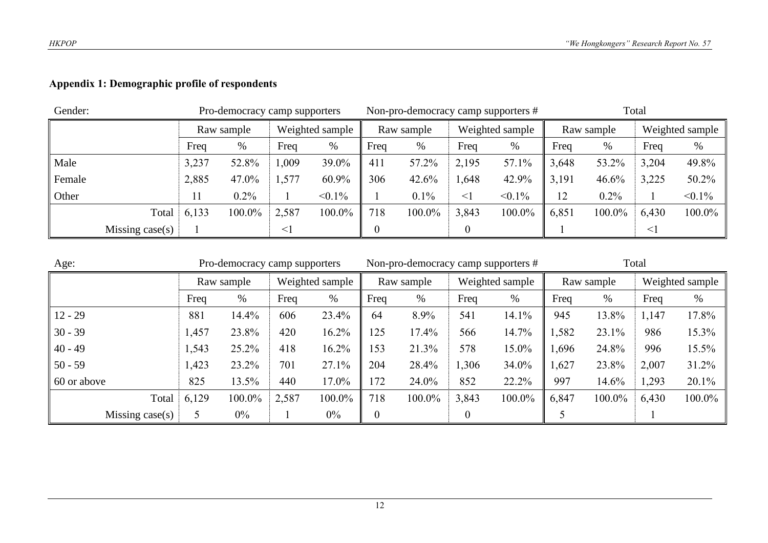**Appendix 1: Demographic profile of respondents**

Gender:

| | Pro-democracy camp supporters | | | | Non-pro-democracy camp supporters # | | | | Total | | | |
|---|---|---|---|---|---|---|---|---|---|---|---|---|
| | Raw sample | | Weighted sample | | Raw sample | | Weighted sample | | Raw sample | | Weighted sample | |
| | Freq | % | Freq | % | Freq | % | Freq | % | Freq | % | Freq | % |
| Male | 3,237 | 52.8% | 1,009 | 39.0% | 411 | 57.2% | 2,195 | 57.1% | 3,648 | 53.2% | 3,204 | 49.8% |
| Female | 2,885 | 47.0% | 1,577 | 60.9% | 306 | 42.6% | 1,648 | 42.9% | 3,191 | 46.6% | 3,225 | 50.2% |
| Other | 11 | 0.2% | 1 | <0.1% | 1 | 0.1% | <1 | <0.1% | 12 | 0.2% | 1 | <0.1% |
| Total | 6,133 | 100.0% | 2,587 | 100.0% | 718 | 100.0% | 3,843 | 100.0% | 6,851 | 100.0% | 6,430 | 100.0% |
| Missing case(s) | 1 | | <1 | | 0 | | 0 | | 1 | | <1 | |

Age:

| | Pro-democracy camp supporters | | | | Non-pro-democracy camp supporters # | | | | Total | | | |
|---|---|---|---|---|---|---|---|---|---|---|---|---|
| | Raw sample | | Weighted sample | | Raw sample | | Weighted sample | | Raw sample | | Weighted sample | |
| | Freq | % | Freq | % | Freq | % | Freq | % | Freq | % | Freq | % |
| 12 - 29 | 881 | 14.4% | 606 | 23.4% | 64 | 8.9% | 541 | 14.1% | 945 | 13.8% | 1,147 | 17.8% |
| 30 - 39 | 1,457 | 23.8% | 420 | 16.2% | 125 | 17.4% | 566 | 14.7% | 1,582 | 23.1% | 986 | 15.3% |
| 40 - 49 | 1,543 | 25.2% | 418 | 16.2% | 153 | 21.3% | 578 | 15.0% | 1,696 | 24.8% | 996 | 15.5% |
| 50 - 59 | 1,423 | 23.2% | 701 | 27.1% | 204 | 28.4% | 1,306 | 34.0% | 1,627 | 23.8% | 2,007 | 31.2% |
| 60 or above | 825 | 13.5% | 440 | 17.0% | 172 | 24.0% | 852 | 22.2% | 997 | 14.6% | 1,293 | 20.1% |
| Total | 6,129 | 100.0% | 2,587 | 100.0% | 718 | 100.0% | 3,843 | 100.0% | 6,847 | 100.0% | 6,430 | 100.0% |
| Missing case(s) | 5 | 0% | 1 | 0% | 0 | | 0 | | 5 | | 1 | |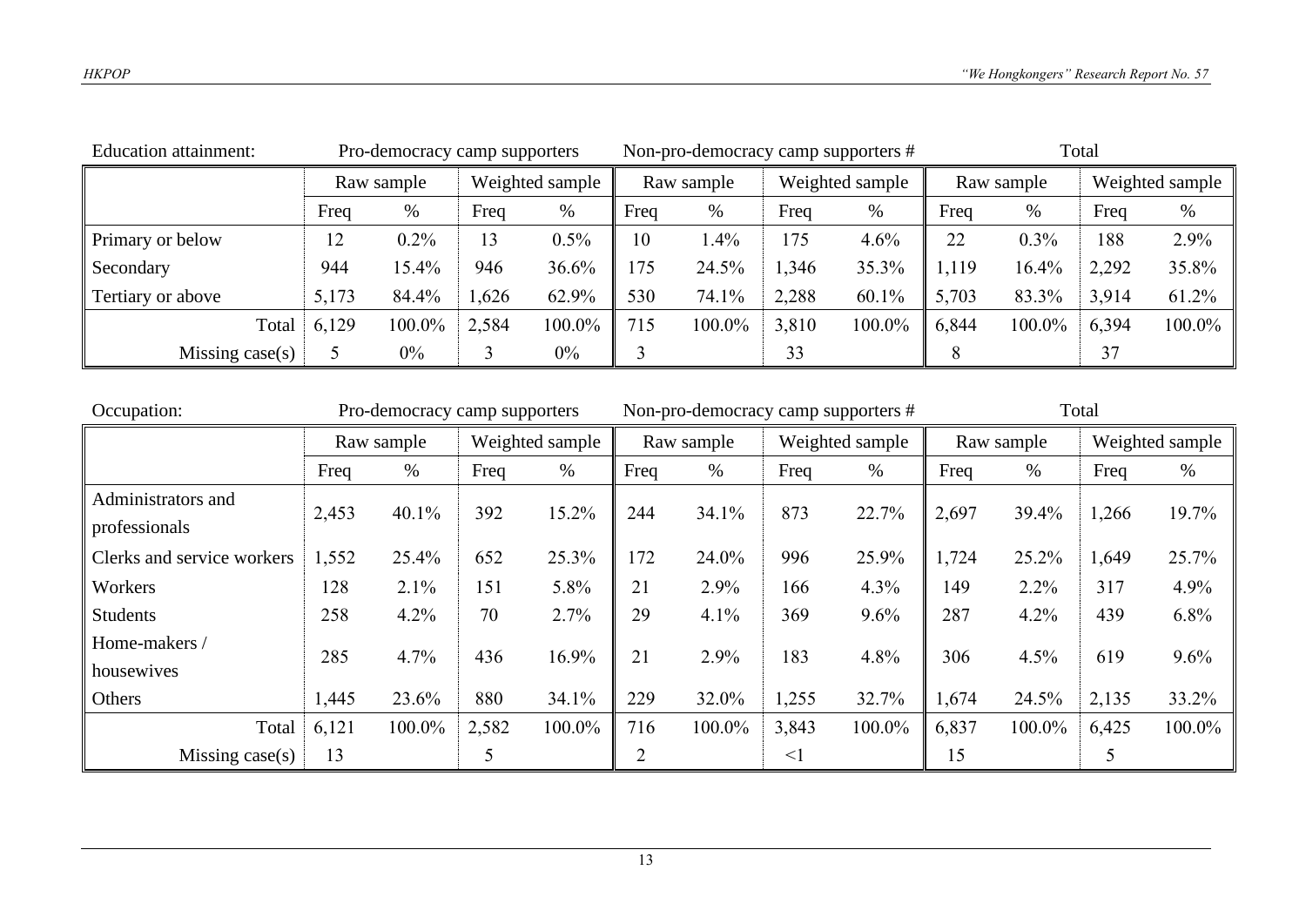Education attainment:

| | Pro-democracy camp supporters | | | | Non-pro-democracy camp supporters # | | | | Total | | | |
|---|---|---|---|---|---|---|---|---|---|---|---|---|
| | Raw sample | | Weighted sample | | Raw sample | | Weighted sample | | Raw sample | | Weighted sample | |
| | Freq | % | Freq | % | Freq | % | Freq | % | Freq | % | Freq | % |
| Primary or below | 12 | 0.2% | 13 | 0.5% | 10 | 1.4% | 175 | 4.6% | 22 | 0.3% | 188 | 2.9% |
| Secondary | 944 | 15.4% | 946 | 36.6% | 175 | 24.5% | 1,346 | 35.3% | 1,119 | 16.4% | 2,292 | 35.8% |
| Tertiary or above | 5,173 | 84.4% | 1,626 | 62.9% | 530 | 74.1% | 2,288 | 60.1% | 5,703 | 83.3% | 3,914 | 61.2% |
| Total | 6,129 | 100.0% | 2,584 | 100.0% | 715 | 100.0% | 3,810 | 100.0% | 6,844 | 100.0% | 6,394 | 100.0% |
| Missing case(s) | 5 | 0% | 3 | 0% | 3 | | 33 | | 8 | | 37 | |

Occupation:

| | Pro-democracy camp supporters | | | | Non-pro-democracy camp supporters # | | | | Total | | | |
|---|---|---|---|---|---|---|---|---|---|---|---|---|
| | Raw sample | | Weighted sample | | Raw sample | | Weighted sample | | Raw sample | | Weighted sample | |
| | Freq | % | Freq | % | Freq | % | Freq | % | Freq | % | Freq | % |
| Administrators and professionals | 2,453 | 40.1% | 392 | 15.2% | 244 | 34.1% | 873 | 22.7% | 2,697 | 39.4% | 1,266 | 19.7% |
| Clerks and service workers | 1,552 | 25.4% | 652 | 25.3% | 172 | 24.0% | 996 | 25.9% | 1,724 | 25.2% | 1,649 | 25.7% |
| Workers | 128 | 2.1% | 151 | 5.8% | 21 | 2.9% | 166 | 4.3% | 149 | 2.2% | 317 | 4.9% |
| Students | 258 | 4.2% | 70 | 2.7% | 29 | 4.1% | 369 | 9.6% | 287 | 4.2% | 439 | 6.8% |
| Home-makers / housewives | 285 | 4.7% | 436 | 16.9% | 21 | 2.9% | 183 | 4.8% | 306 | 4.5% | 619 | 9.6% |
| Others | 1,445 | 23.6% | 880 | 34.1% | 229 | 32.0% | 1,255 | 32.7% | 1,674 | 24.5% | 2,135 | 33.2% |
| Total | 6,121 | 100.0% | 2,582 | 100.0% | 716 | 100.0% | 3,843 | 100.0% | 6,837 | 100.0% | 6,425 | 100.0% |
| Missing case(s) | 13 | | 5 | | 2 | | <1 | | 15 | | 5 | |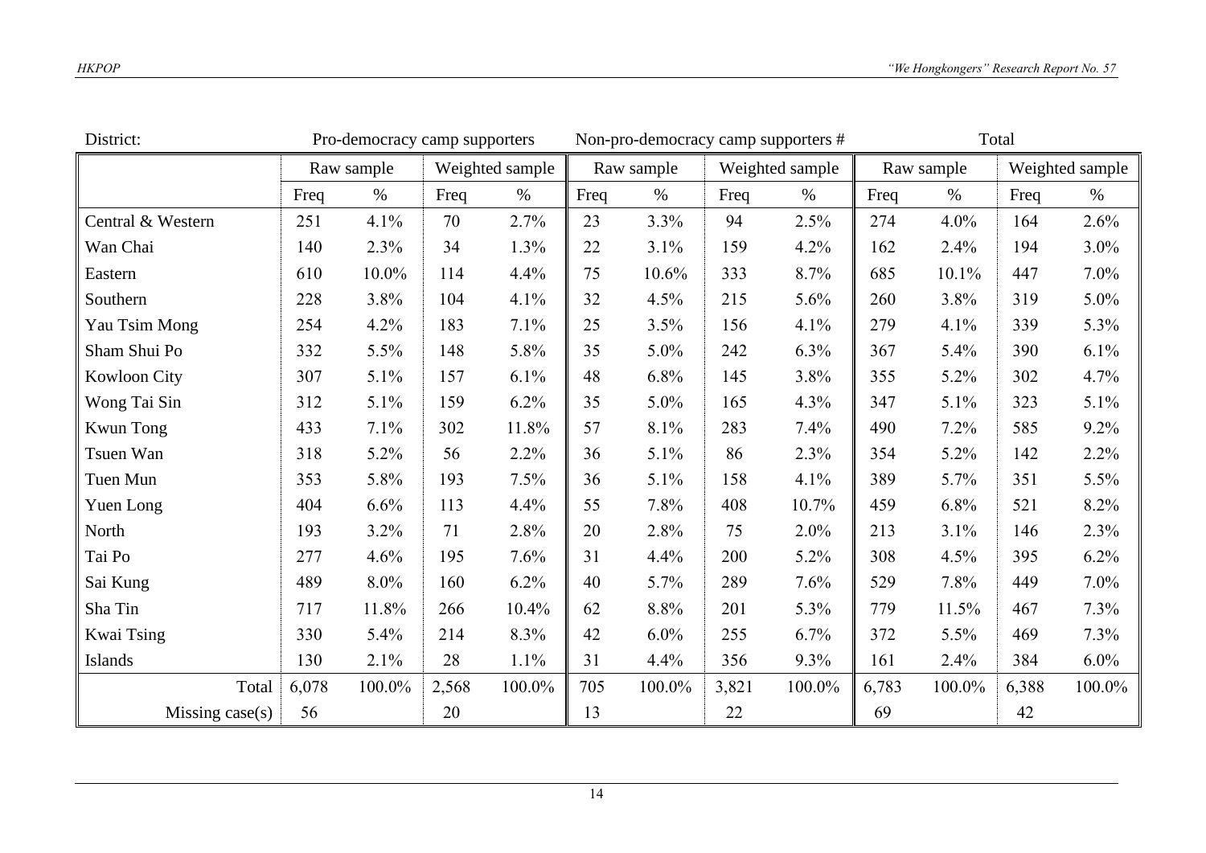| District: | Pro-democracy camp supporters | | | | Non-pro-democracy camp supporters # | | | | Total | | | |
|---|---|---|---|---|---|---|---|---|---|---|---|---|
| | Raw sample | | Weighted sample | | Raw sample | | Weighted sample | | Raw sample | | Weighted sample | |
| | Freq | % | Freq | % | Freq | % | Freq | % | Freq | % | Freq | % |
| Central & Western | 251 | 4.1% | 70 | 2.7% | 23 | 3.3% | 94 | 2.5% | 274 | 4.0% | 164 | 2.6% |
| Wan Chai | 140 | 2.3% | 34 | 1.3% | 22 | 3.1% | 159 | 4.2% | 162 | 2.4% | 194 | 3.0% |
| Eastern | 610 | 10.0% | 114 | 4.4% | 75 | 10.6% | 333 | 8.7% | 685 | 10.1% | 447 | 7.0% |
| Southern | 228 | 3.8% | 104 | 4.1% | 32 | 4.5% | 215 | 5.6% | 260 | 3.8% | 319 | 5.0% |
| Yau Tsim Mong | 254 | 4.2% | 183 | 7.1% | 25 | 3.5% | 156 | 4.1% | 279 | 4.1% | 339 | 5.3% |
| Sham Shui Po | 332 | 5.5% | 148 | 5.8% | 35 | 5.0% | 242 | 6.3% | 367 | 5.4% | 390 | 6.1% |
| Kowloon City | 307 | 5.1% | 157 | 6.1% | 48 | 6.8% | 145 | 3.8% | 355 | 5.2% | 302 | 4.7% |
| Wong Tai Sin | 312 | 5.1% | 159 | 6.2% | 35 | 5.0% | 165 | 4.3% | 347 | 5.1% | 323 | 5.1% |
| Kwun Tong | 433 | 7.1% | 302 | 11.8% | 57 | 8.1% | 283 | 7.4% | 490 | 7.2% | 585 | 9.2% |
| Tsuen Wan | 318 | 5.2% | 56 | 2.2% | 36 | 5.1% | 86 | 2.3% | 354 | 5.2% | 142 | 2.2% |
| Tuen Mun | 353 | 5.8% | 193 | 7.5% | 36 | 5.1% | 158 | 4.1% | 389 | 5.7% | 351 | 5.5% |
| Yuen Long | 404 | 6.6% | 113 | 4.4% | 55 | 7.8% | 408 | 10.7% | 459 | 6.8% | 521 | 8.2% |
| North | 193 | 3.2% | 71 | 2.8% | 20 | 2.8% | 75 | 2.0% | 213 | 3.1% | 146 | 2.3% |
| Tai Po | 277 | 4.6% | 195 | 7.6% | 31 | 4.4% | 200 | 5.2% | 308 | 4.5% | 395 | 6.2% |
| Sai Kung | 489 | 8.0% | 160 | 6.2% | 40 | 5.7% | 289 | 7.6% | 529 | 7.8% | 449 | 7.0% |
| Sha Tin | 717 | 11.8% | 266 | 10.4% | 62 | 8.8% | 201 | 5.3% | 779 | 11.5% | 467 | 7.3% |
| Kwai Tsing | 330 | 5.4% | 214 | 8.3% | 42 | 6.0% | 255 | 6.7% | 372 | 5.5% | 469 | 7.3% |
| Islands | 130 | 2.1% | 28 | 1.1% | 31 | 4.4% | 356 | 9.3% | 161 | 2.4% | 384 | 6.0% |
| Total | 6,078 | 100.0% | 2,568 | 100.0% | 705 | 100.0% | 3,821 | 100.0% | 6,783 | 100.0% | 6,388 | 100.0% |
| Missing case(s) | 56 | | 20 | | 13 | | 22 | | 69 | | 42 | |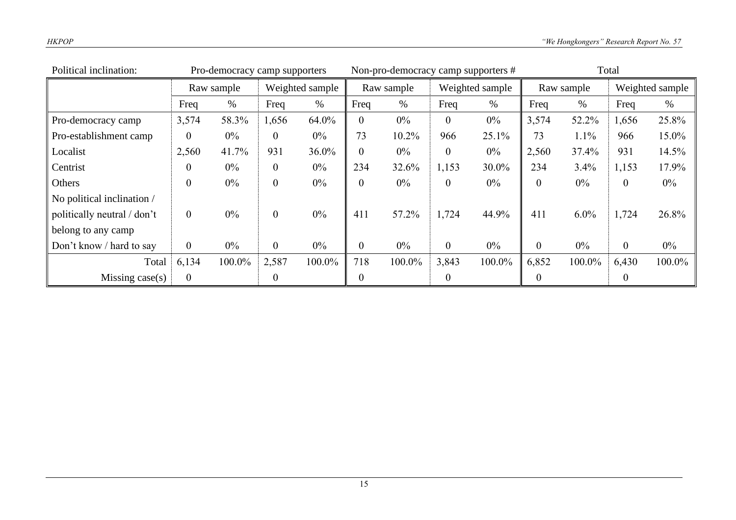| Political inclination: | Pro-democracy camp supporters | | | | Non-pro-democracy camp supporters # | | | | Total | | | |
|---|---|---|---|---|---|---|---|---|---|---|---|---|
| | Raw sample | | Weighted sample | | Raw sample | | Weighted sample | | Raw sample | | Weighted sample | |
| | Freq | % | Freq | % | Freq | % | Freq | % | Freq | % | Freq | % |
| Pro-democracy camp | 3,574 | 58.3% | 1,656 | 64.0% | 0 | 0% | 0 | 0% | 3,574 | 52.2% | 1,656 | 25.8% |
| Pro-establishment camp | 0 | 0% | 0 | 0% | 73 | 10.2% | 966 | 25.1% | 73 | 1.1% | 966 | 15.0% |
| Localist | 2,560 | 41.7% | 931 | 36.0% | 0 | 0% | 0 | 0% | 2,560 | 37.4% | 931 | 14.5% |
| Centrist | 0 | 0% | 0 | 0% | 234 | 32.6% | 1,153 | 30.0% | 234 | 3.4% | 1,153 | 17.9% |
| Others | 0 | 0% | 0 | 0% | 0 | 0% | 0 | 0% | 0 | 0% | 0 | 0% |
| No political inclination / politically neutral / don't belong to any camp | 0 | 0% | 0 | 0% | 411 | 57.2% | 1,724 | 44.9% | 411 | 6.0% | 1,724 | 26.8% |
| Don't know / hard to say | 0 | 0% | 0 | 0% | 0 | 0% | 0 | 0% | 0 | 0% | 0 | 0% |
| Total | 6,134 | 100.0% | 2,587 | 100.0% | 718 | 100.0% | 3,843 | 100.0% | 6,852 | 100.0% | 6,430 | 100.0% |
| Missing case(s) | 0 | | 0 | | 0 | | 0 | | 0 | | 0 | |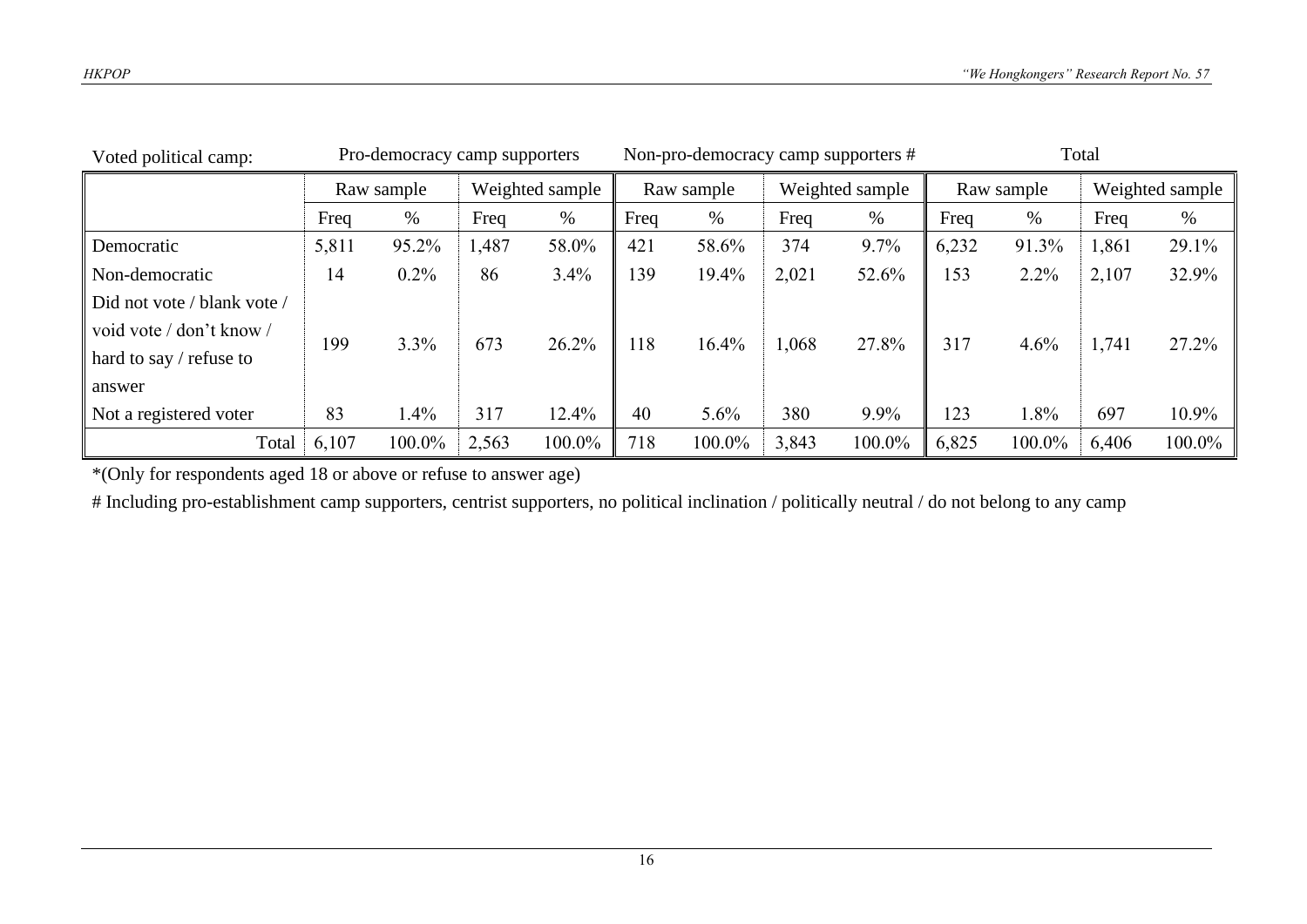| Voted political camp: | Pro-democracy camp supporters | | | | Non-pro-democracy camp supporters # | | | | Total | | | |
|---|---|---|---|---|---|---|---|---|---|---|---|---|
| | Raw sample | | Weighted sample | | Raw sample | | Weighted sample | | Raw sample | | Weighted sample | |
| | Freq | % | Freq | % | Freq | % | Freq | % | Freq | % | Freq | % |
| Democratic | 5,811 | 95.2% | 1,487 | 58.0% | 421 | 58.6% | 374 | 9.7% | 6,232 | 91.3% | 1,861 | 29.1% |
| Non-democratic | 14 | 0.2% | 86 | 3.4% | 139 | 19.4% | 2,021 | 52.6% | 153 | 2.2% | 2,107 | 32.9% |
| Did not vote / blank vote / void vote / don't know / hard to say / refuse to answer | 199 | 3.3% | 673 | 26.2% | 118 | 16.4% | 1,068 | 27.8% | 317 | 4.6% | 1,741 | 27.2% |
| Not a registered voter | 83 | 1.4% | 317 | 12.4% | 40 | 5.6% | 380 | 9.9% | 123 | 1.8% | 697 | 10.9% |
| Total | 6,107 | 100.0% | 2,563 | 100.0% | 718 | 100.0% | 3,843 | 100.0% | 6,825 | 100.0% | 6,406 | 100.0% |

*(Only for respondents aged 18 or above or refuse to answer age)

# Including pro-establishment camp supporters, centrist supporters, no political inclination / politically neutral / do not belong to any camp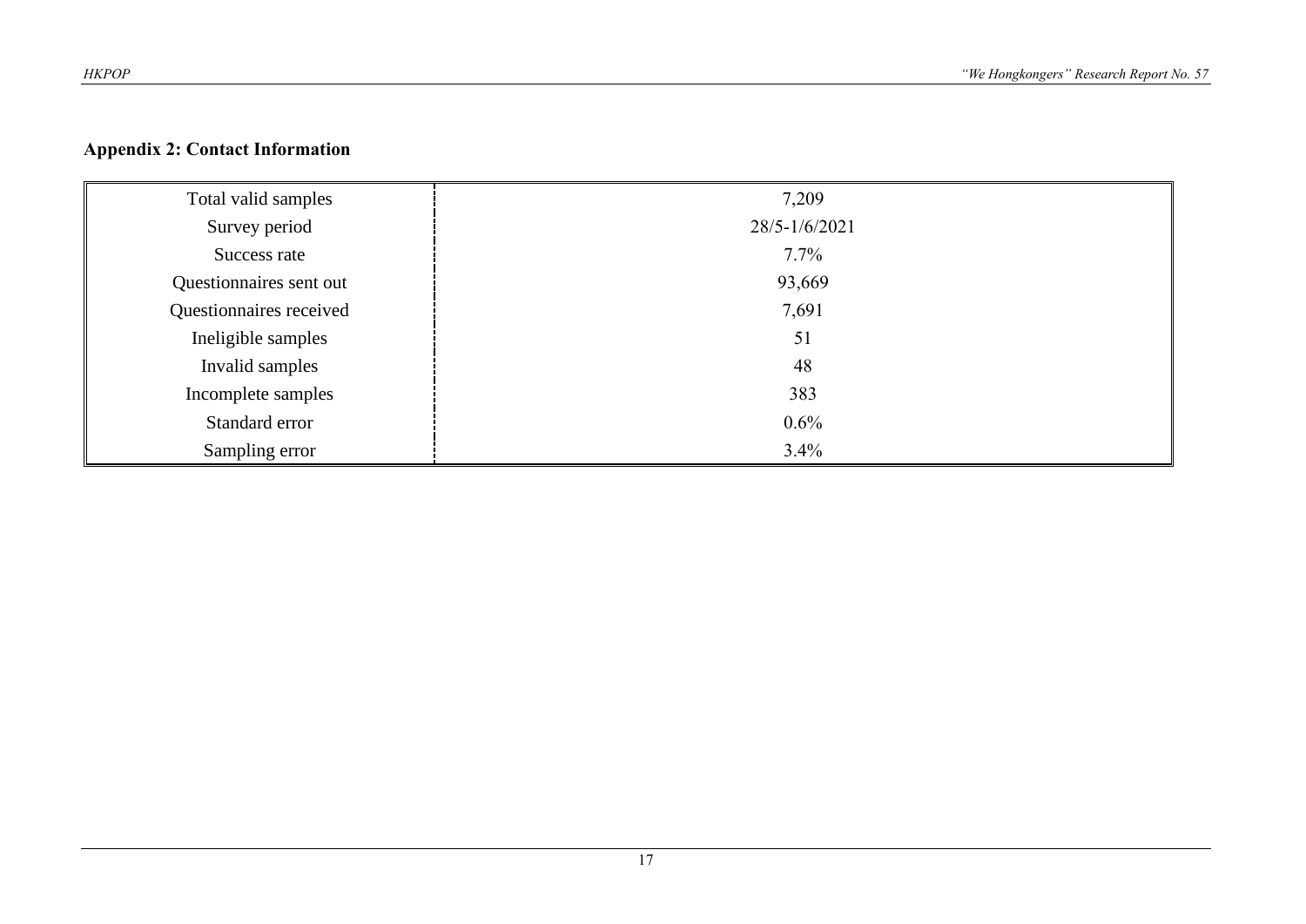## Appendix 2: Contact Information

| | |
|---|---|
| Total valid samples | 7,209 |
| Survey period | 28/5-1/6/2021 |
| Success rate | 7.7% |
| Questionnaires sent out | 93,669 |
| Questionnaires received | 7,691 |
| Ineligible samples | 51 |
| Invalid samples | 48 |
| Incomplete samples | 383 |
| Standard error | 0.6% |
| Sampling error | 3.4% |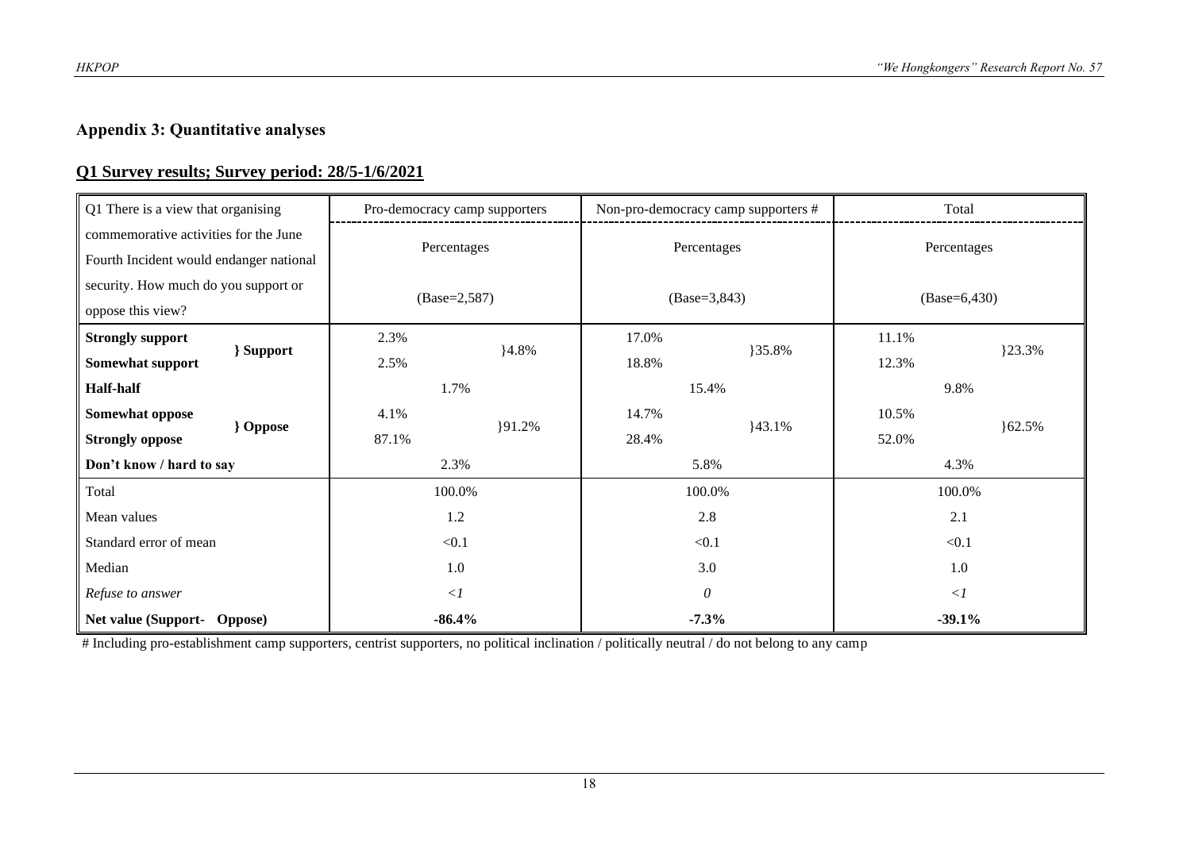## Appendix 3: Quantitative analyses

### Q1 Survey results; Survey period: 28/5-1/6/2021

| Q1 There is a view that organising commemorative activities for the June Fourth Incident would endanger national security. How much do you support or oppose this view? | | Pro-democracy camp supporters | | Non-pro-democracy camp supporters # | | Total | |
|---|---|---|---|---|---|---|---|
| | | Percentages (Base=2,587) | | Percentages (Base=3,843) | | Percentages (Base=6,430) | |
| **Strongly support** | **} Support** | 2.3% | }4.8% | 17.0% | }35.8% | 11.1% | }23.3% |
| **Somewhat support** | | 2.5% | | 18.8% | | 12.3% | |
| **Half-half** | | 1.7% | | 15.4% | | 9.8% | |
| **Somewhat oppose** | **} Oppose** | 4.1% | }91.2% | 14.7% | }43.1% | 10.5% | }62.5% |
| **Strongly oppose** | | 87.1% | | 28.4% | | 52.0% | |
| **Don't know / hard to say** | | 2.3% | | 5.8% | | 4.3% | |
| Total | | 100.0% | | 100.0% | | 100.0% | |
| Mean values | | 1.2 | | 2.8 | | 2.1 | |
| Standard error of mean | | <0.1 | | <0.1 | | <0.1 | |
| Median | | 1.0 | | 3.0 | | 1.0 | |
| *Refuse to answer* | | *<1* | | *0* | | *<1* | |
| **Net value (Support- Oppose)** | | **-86.4%** | | **-7.3%** | | **-39.1%** | |

# Including pro-establishment camp supporters, centrist supporters, no political inclination / politically neutral / do not belong to any camp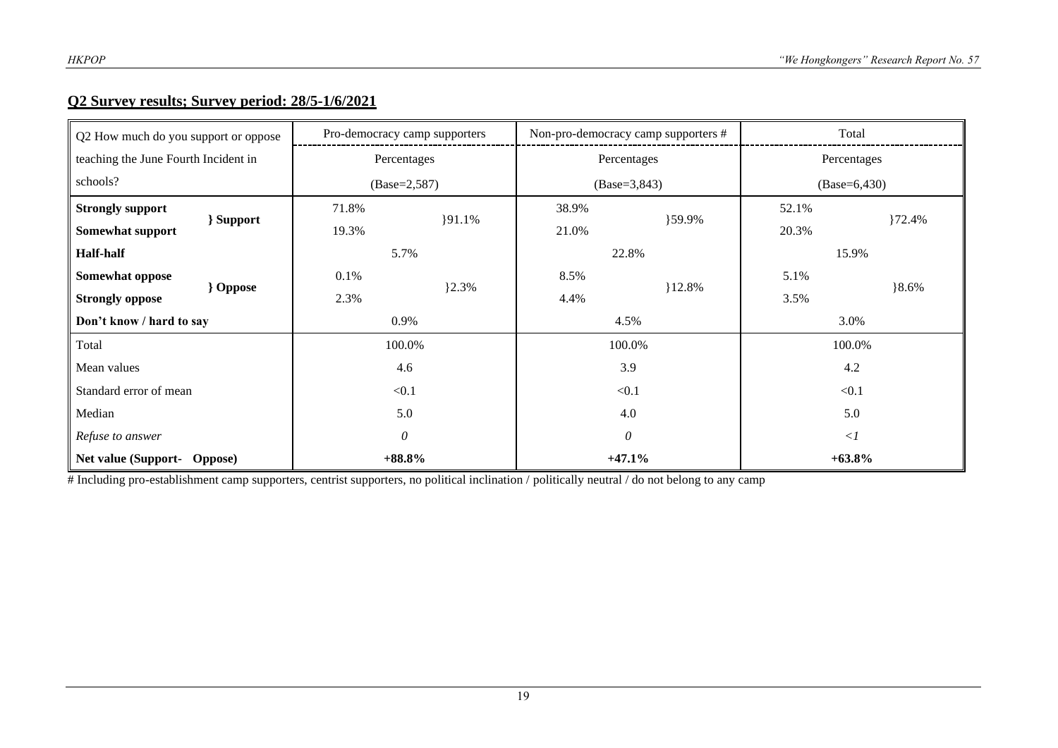## Q2 Survey results; Survey period: 28/5-1/6/2021

| Q2 How much do you support or oppose teaching the June Fourth Incident in schools? | | Pro-democracy camp supporters | | Non-pro-democracy camp supporters # | | Total | |
|---|---|---|---|---|---|---|---|
| | | Percentages (Base=2,587) | | Percentages (Base=3,843) | | Percentages (Base=6,430) | |
| **Strongly support** | **} Support** | 71.8% | }91.1% | 38.9% | }59.9% | 52.1% | }72.4% |
| **Somewhat support** | | 19.3% | | 21.0% | | 20.3% | |
| **Half-half** | | 5.7% | | 22.8% | | 15.9% | |
| **Somewhat oppose** | **} Oppose** | 0.1% | }2.3% | 8.5% | }12.8% | 5.1% | }8.6% |
| **Strongly oppose** | | 2.3% | | 4.4% | | 3.5% | |
| **Don't know / hard to say** | | 0.9% | | 4.5% | | 3.0% | |
| Total | | 100.0% | | 100.0% | | 100.0% | |
| Mean values | | 4.6 | | 3.9 | | 4.2 | |
| Standard error of mean | | <0.1 | | <0.1 | | <0.1 | |
| Median | | 5.0 | | 4.0 | | 5.0 | |
| *Refuse to answer* | | *0* | | *0* | | *<1* | |
| **Net value (Support- Oppose)** | | **+88.8%** | | **+47.1%** | | **+63.8%** | |

# Including pro-establishment camp supporters, centrist supporters, no political inclination / politically neutral / do not belong to any camp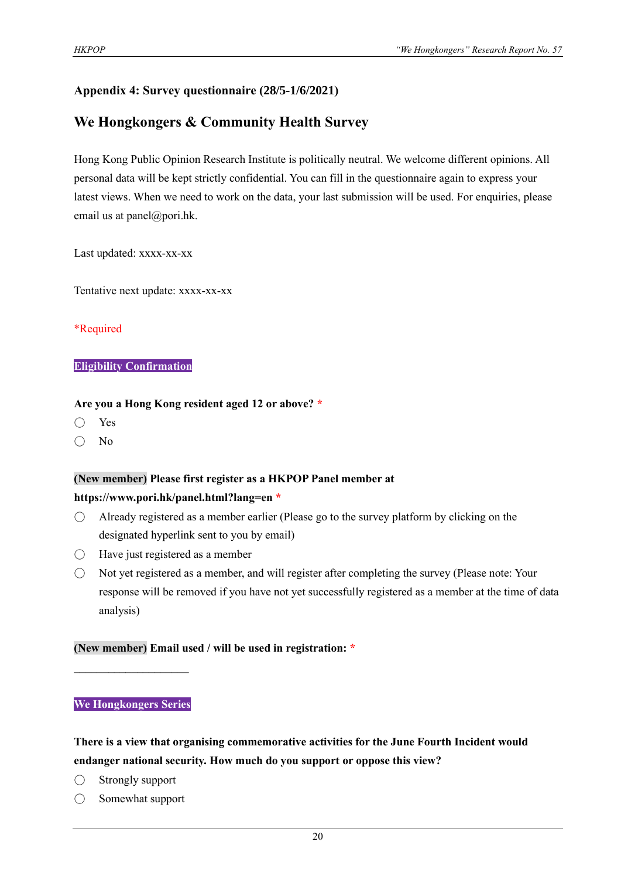## Appendix 4: Survey questionnaire (28/5-1/6/2021)

## We Hongkongers & Community Health Survey

Hong Kong Public Opinion Research Institute is politically neutral. We welcome different opinions. All personal data will be kept strictly confidential. You can fill in the questionnaire again to express your latest views. When we need to work on the data, your last submission will be used. For enquiries, please email us at panel@pori.hk.

Last updated: xxxx-xx-xx

Tentative next update: xxxx-xx-xx

*Required

**Eligibility Confirmation**

**Are you a Hong Kong resident aged 12 or above? ***

○ Yes

○ No

**(New member) Please first register as a HKPOP Panel member at https://www.pori.hk/panel.html?lang=en ***

○ Already registered as a member earlier (Please go to the survey platform by clicking on the designated hyperlink sent to you by email)

○ Have just registered as a member

○ Not yet registered as a member, and will register after completing the survey (Please note: Your response will be removed if you have not yet successfully registered as a member at the time of data analysis)

**(New member) Email used / will be used in registration: ***

____________________

**We Hongkongers Series**

**There is a view that organising commemorative activities for the June Fourth Incident would endanger national security. How much do you support or oppose this view?**

○ Strongly support

○ Somewhat support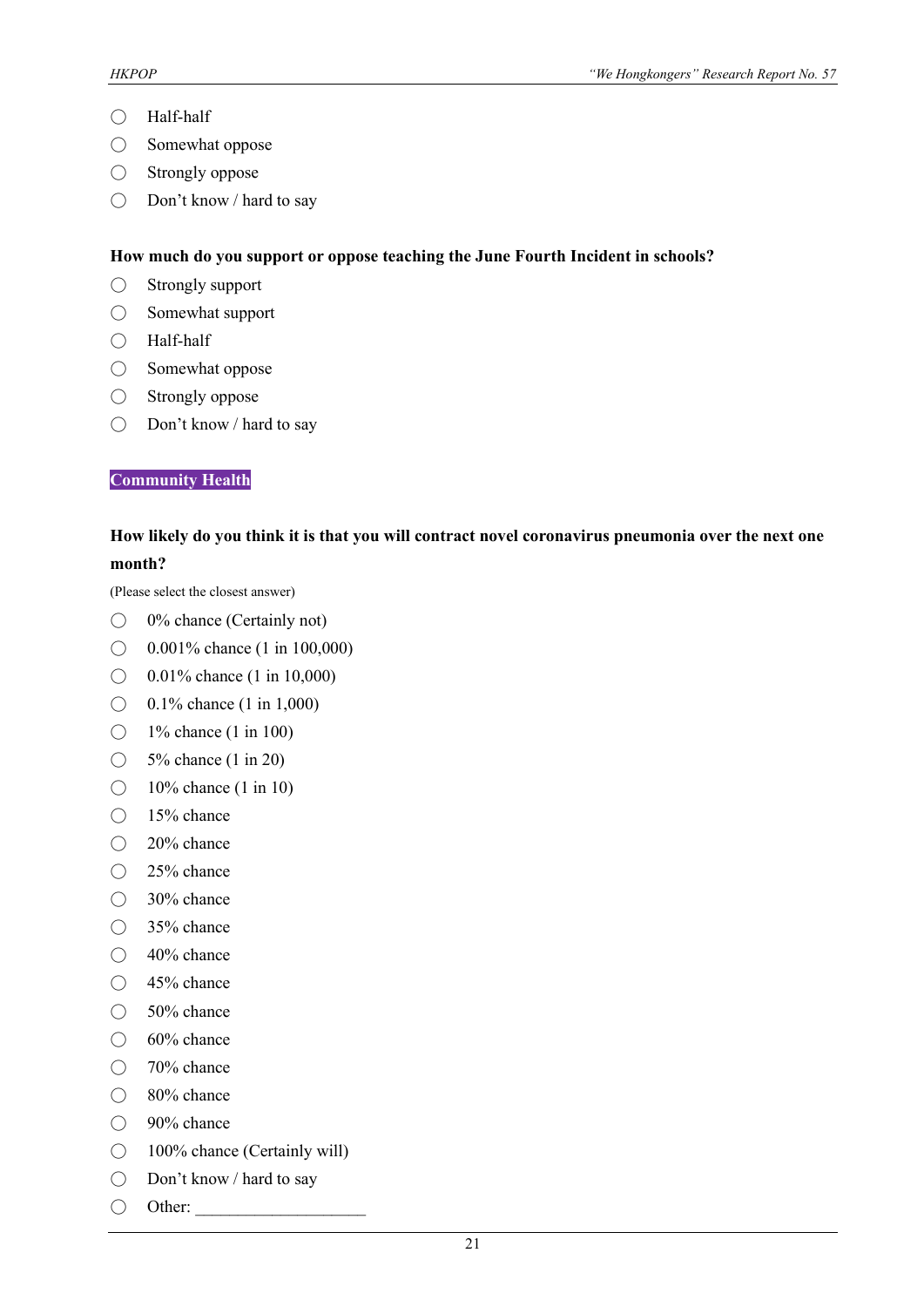- ◯ Half-half
- ◯ Somewhat oppose
- ◯ Strongly oppose
- ◯ Don't know / hard to say

**How much do you support or oppose teaching the June Fourth Incident in schools?**

- ◯ Strongly support
- ◯ Somewhat support
- ◯ Half-half
- ◯ Somewhat oppose
- ◯ Strongly oppose
- ◯ Don't know / hard to say

## Community Health

**How likely do you think it is that you will contract novel coronavirus pneumonia over the next one month?**

(Please select the closest answer)

- ◯ 0% chance (Certainly not)
- ◯ 0.001% chance (1 in 100,000)
- ◯ 0.01% chance (1 in 10,000)
- ◯ 0.1% chance (1 in 1,000)
- ◯ 1% chance (1 in 100)
- ◯ 5% chance (1 in 20)
- ◯ 10% chance (1 in 10)
- ◯ 15% chance
- ◯ 20% chance
- ◯ 25% chance
- ◯ 30% chance
- ◯ 35% chance
- ◯ 40% chance
- ◯ 45% chance
- ◯ 50% chance
- ◯ 60% chance
- ◯ 70% chance
- ◯ 80% chance
- ◯ 90% chance
- ◯ 100% chance (Certainly will)
- ◯ Don't know / hard to say
- ◯ Other: ____________________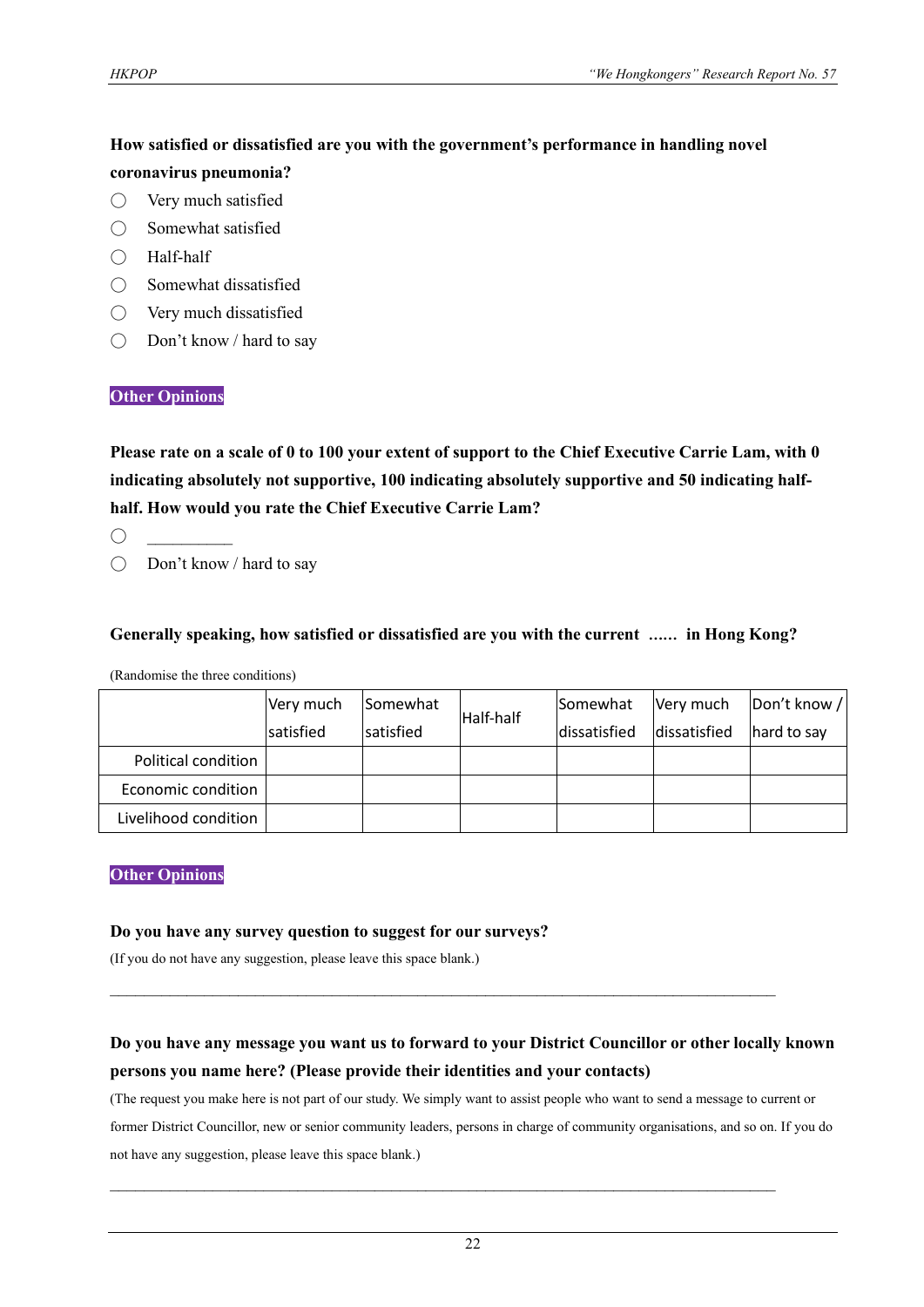**How satisfied or dissatisfied are you with the government's performance in handling novel coronavirus pneumonia?**

- ◯ Very much satisfied
- ◯ Somewhat satisfied
- ◯ Half-half
- ◯ Somewhat dissatisfied
- ◯ Very much dissatisfied
- ◯ Don't know / hard to say

**Other Opinions**

**Please rate on a scale of 0 to 100 your extent of support to the Chief Executive Carrie Lam, with 0 indicating absolutely not supportive, 100 indicating absolutely supportive and 50 indicating half-half. How would you rate the Chief Executive Carrie Lam?**

- ◯ __________
- ◯ Don't know / hard to say

**Generally speaking, how satisfied or dissatisfied are you with the current ...... in Hong Kong?**

(Randomise the three conditions)

| | Very much satisfied | Somewhat satisfied | Half-half | Somewhat dissatisfied | Very much dissatisfied | Don't know / hard to say |
|---|---|---|---|---|---|---|
| Political condition | | | | | | |
| Economic condition | | | | | | |
| Livelihood condition | | | | | | |

**Other Opinions**

**Do you have any survey question to suggest for our surveys?**

(If you do not have any suggestion, please leave this space blank.)

________________________________________________________________________________

**Do you have any message you want us to forward to your District Councillor or other locally known persons you name here? (Please provide their identities and your contacts)**

(The request you make here is not part of our study. We simply want to assist people who want to send a message to current or former District Councillor, new or senior community leaders, persons in charge of community organisations, and so on. If you do not have any suggestion, please leave this space blank.)

________________________________________________________________________________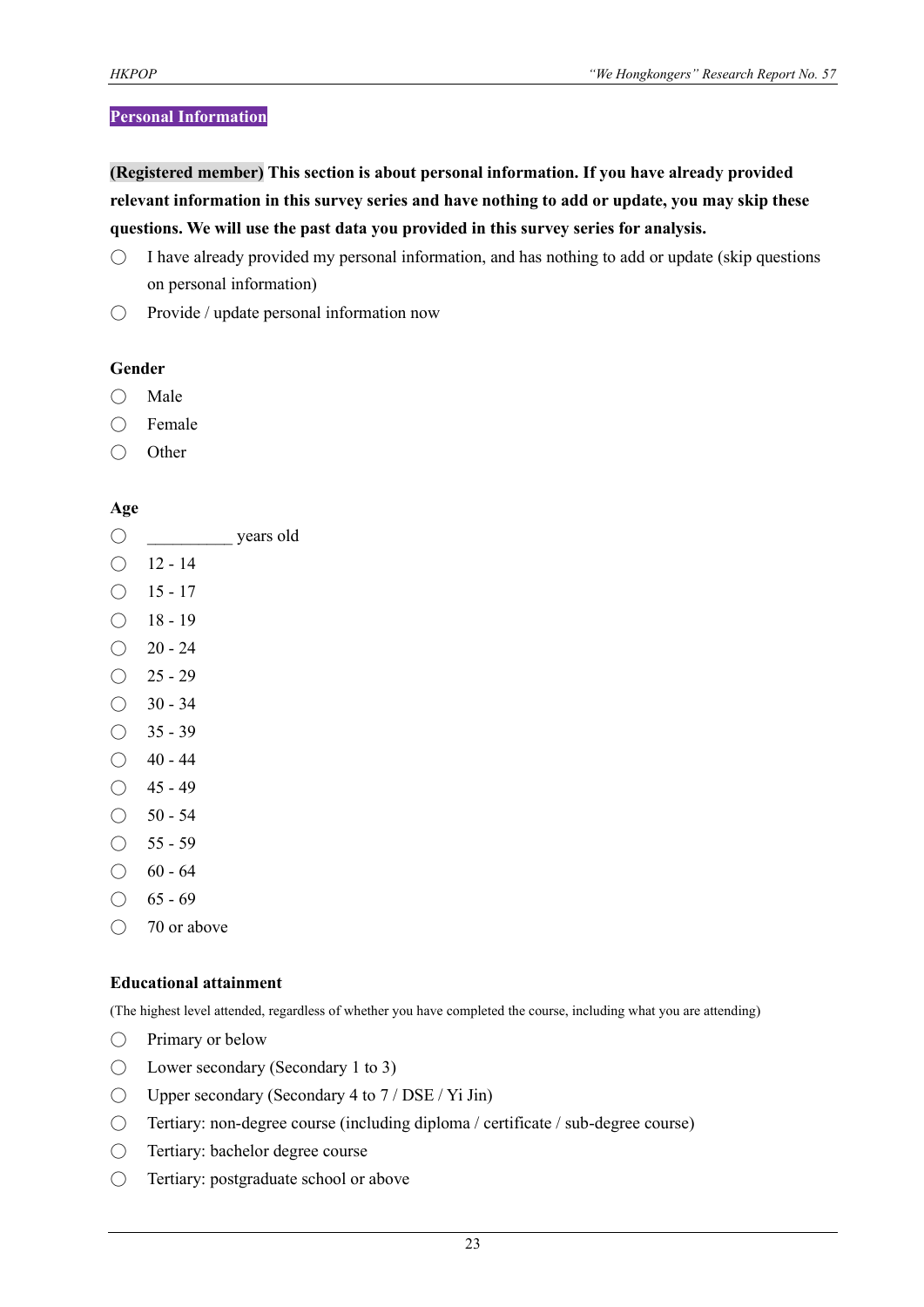## Personal Information

**(Registered member) This section is about personal information. If you have already provided relevant information in this survey series and have nothing to add or update, you may skip these questions. We will use the past data you provided in this survey series for analysis.**

- ○ I have already provided my personal information, and has nothing to add or update (skip questions on personal information)
- ○ Provide / update personal information now

**Gender**

- ○ Male
- ○ Female
- ○ Other

**Age**

- ○ __________ years old
- ○ 12 - 14
- ○ 15 - 17
- ○ 18 - 19
- ○ 20 - 24
- ○ 25 - 29
- ○ 30 - 34
- ○ 35 - 39
- ○ 40 - 44
- ○ 45 - 49
- ○ 50 - 54
- ○ 55 - 59
- ○ 60 - 64
- ○ 65 - 69
- ○ 70 or above

**Educational attainment**

(The highest level attended, regardless of whether you have completed the course, including what you are attending)

- ○ Primary or below
- ○ Lower secondary (Secondary 1 to 3)
- ○ Upper secondary (Secondary 4 to 7 / DSE / Yi Jin)
- ○ Tertiary: non-degree course (including diploma / certificate / sub-degree course)
- ○ Tertiary: bachelor degree course
- ○ Tertiary: postgraduate school or above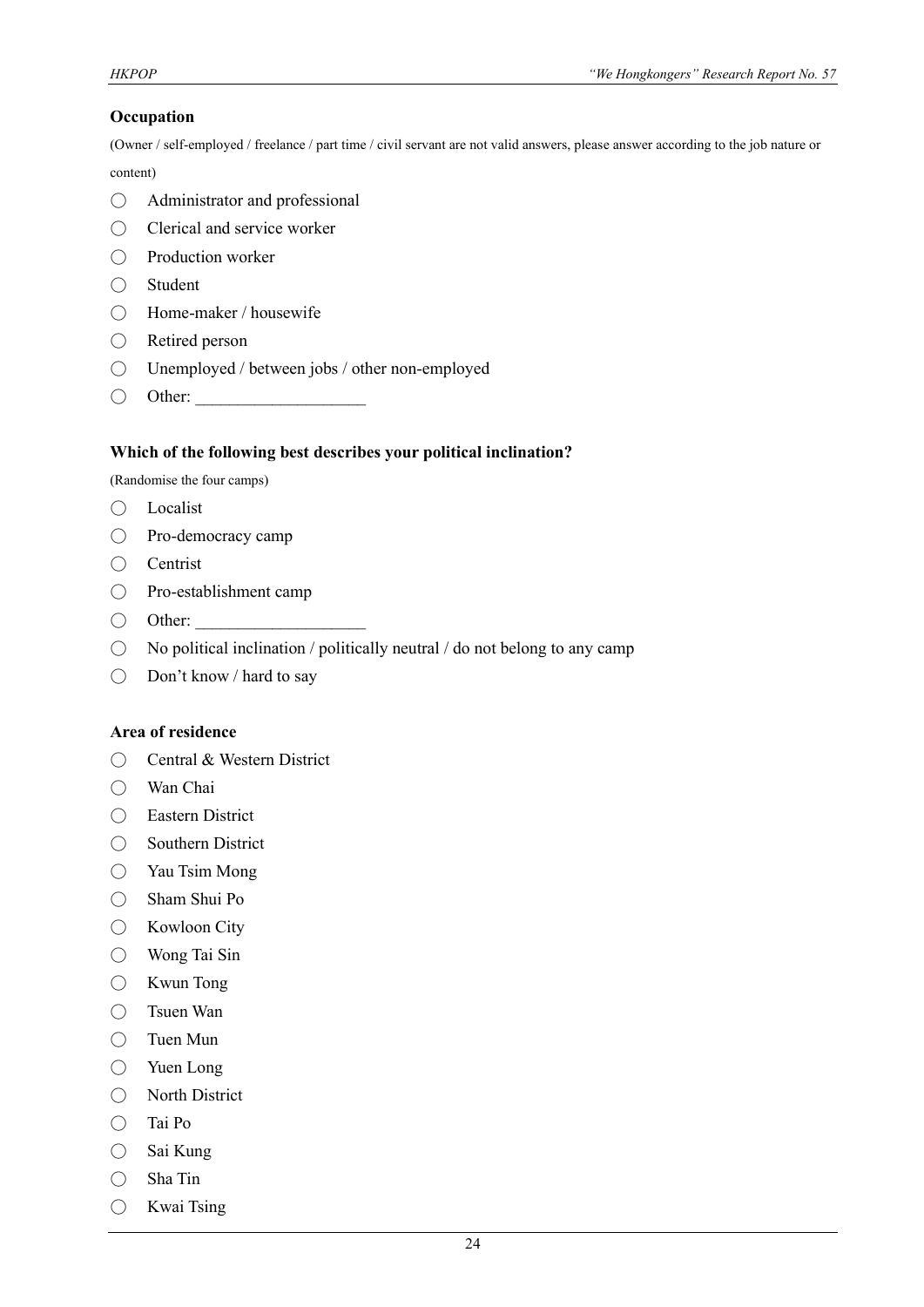**Occupation**

(Owner / self-employed / freelance / part time / civil servant are not valid answers, please answer according to the job nature or content)

- ◯ Administrator and professional
- ◯ Clerical and service worker
- ◯ Production worker
- ◯ Student
- ◯ Home-maker / housewife
- ◯ Retired person
- ◯ Unemployed / between jobs / other non-employed
- ◯ Other: ____________________

**Which of the following best describes your political inclination?**

(Randomise the four camps)

- ◯ Localist
- ◯ Pro-democracy camp
- ◯ Centrist
- ◯ Pro-establishment camp
- ◯ Other: ____________________
- ◯ No political inclination / politically neutral / do not belong to any camp
- ◯ Don't know / hard to say

**Area of residence**

- ◯ Central & Western District
- ◯ Wan Chai
- ◯ Eastern District
- ◯ Southern District
- ◯ Yau Tsim Mong
- ◯ Sham Shui Po
- ◯ Kowloon City
- ◯ Wong Tai Sin
- ◯ Kwun Tong
- ◯ Tsuen Wan
- ◯ Tuen Mun
- ◯ Yuen Long
- ◯ North District
- ◯ Tai Po
- ◯ Sai Kung
- ◯ Sha Tin
- ◯ Kwai Tsing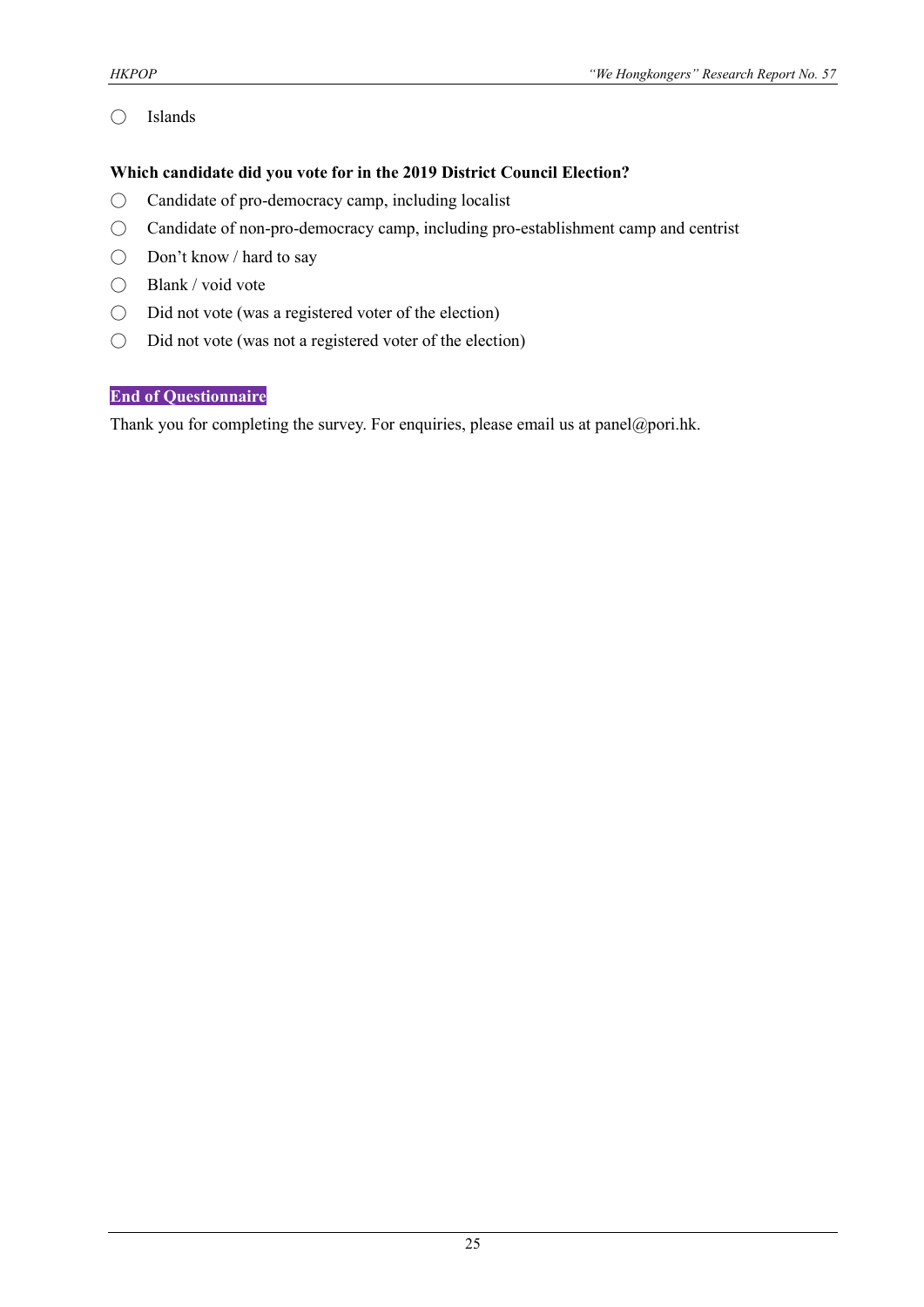◯ Islands

**Which candidate did you vote for in the 2019 District Council Election?**

◯ Candidate of pro-democracy camp, including localist

◯ Candidate of non-pro-democracy camp, including pro-establishment camp and centrist

◯ Don't know / hard to say

◯ Blank / void vote

◯ Did not vote (was a registered voter of the election)

◯ Did not vote (was not a registered voter of the election)

**End of Questionnaire**

Thank you for completing the survey. For enquiries, please email us at panel@pori.hk.